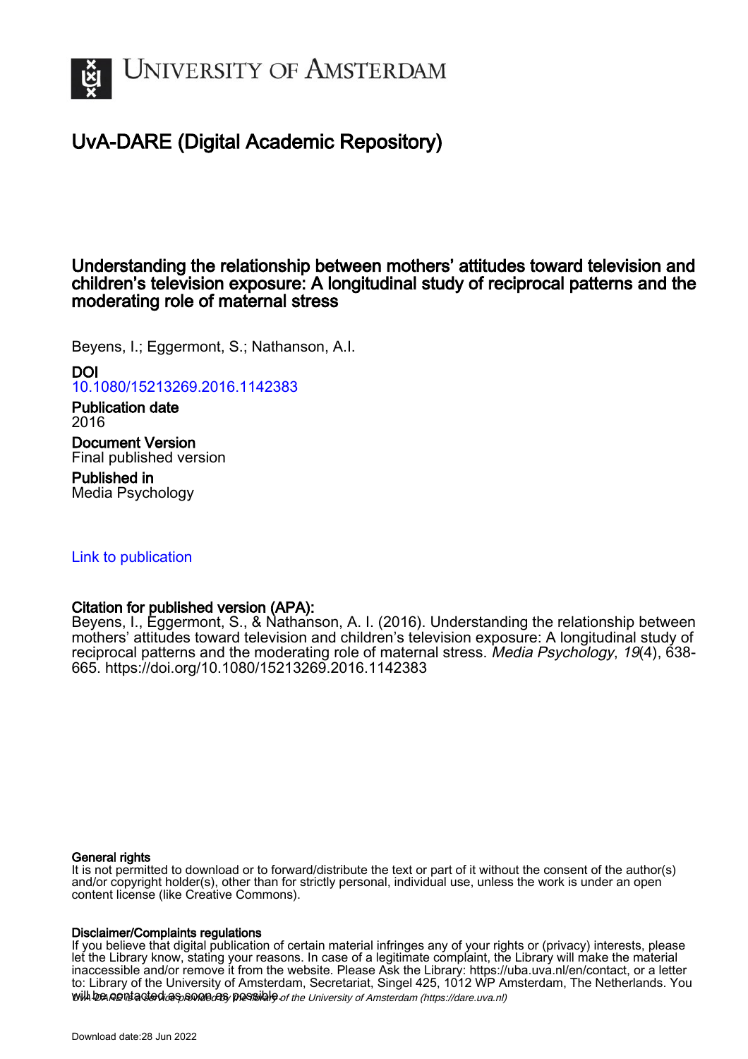# UNIVERSITY OF AMSTERDAM

# UvA-DARE (Digital Academic Repository)

## Understanding the relationship between mothers' attitudes toward television and children's television exposure: A longitudinal study of reciprocal patterns and the moderating role of maternal stress

Beyens, I.; Eggermont, S.; Nathanson, A.I.

**DOI**
10.1080/15213269.2016.1142383

**Publication date**
2016

**Document Version**
Final published version

**Published in**
Media Psychology

Link to publication

**Citation for published version (APA):**
Beyens, I., Eggermont, S., & Nathanson, A. I. (2016). Understanding the relationship between mothers' attitudes toward television and children's television exposure: A longitudinal study of reciprocal patterns and the moderating role of maternal stress. *Media Psychology*, *19*(4), 638-665. https://doi.org/10.1080/15213269.2016.1142383

**General rights**
It is not permitted to download or to forward/distribute the text or part of it without the consent of the author(s) and/or copyright holder(s), other than for strictly personal, individual use, unless the work is under an open content license (like Creative Commons).

**Disclaimer/Complaints regulations**
If you believe that digital publication of certain material infringes any of your rights or (privacy) interests, please let the Library know, stating your reasons. In case of a legitimate complaint, the Library will make the material inaccessible and/or remove it from the website. Please Ask the Library: https://uba.uva.nl/en/contact, or a letter to: Library of the University of Amsterdam, Secretariat, Singel 425, 1012 WP Amsterdam, The Netherlands. You will be contacted as soon as possible.

*UvA-DARE is a service provided by the library of the University of Amsterdam (https://dare.uva.nl)*

Download date:28 Jun 2022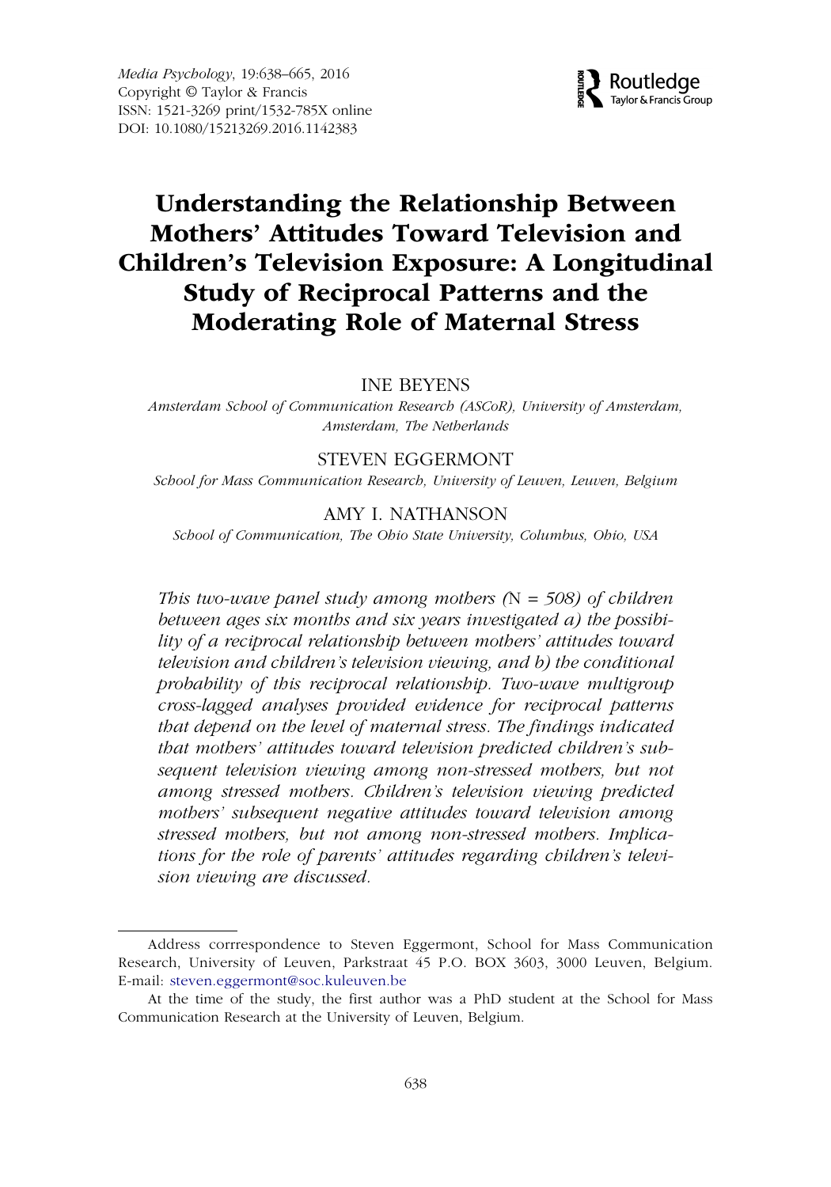# Understanding the Relationship Between Mothers' Attitudes Toward Television and Children's Television Exposure: A Longitudinal Study of Reciprocal Patterns and the Moderating Role of Maternal Stress

INE BEYENS

*Amsterdam School of Communication Research (ASCoR), University of Amsterdam, Amsterdam, The Netherlands*

STEVEN EGGERMONT

*School for Mass Communication Research, University of Leuven, Leuven, Belgium*

AMY I. NATHANSON

*School of Communication, The Ohio State University, Columbus, Ohio, USA*

*This two-wave panel study among mothers (N = 508) of children between ages six months and six years investigated a) the possibility of a reciprocal relationship between mothers' attitudes toward television and children's television viewing, and b) the conditional probability of this reciprocal relationship. Two-wave multigroup cross-lagged analyses provided evidence for reciprocal patterns that depend on the level of maternal stress. The findings indicated that mothers' attitudes toward television predicted children's subsequent television viewing among non-stressed mothers, but not among stressed mothers. Children's television viewing predicted mothers' subsequent negative attitudes toward television among stressed mothers, but not among non-stressed mothers. Implications for the role of parents' attitudes regarding children's television viewing are discussed.*

---

Address corrrespondence to Steven Eggermont, School for Mass Communication Research, University of Leuven, Parkstraat 45 P.O. BOX 3603, 3000 Leuven, Belgium. E-mail: steven.eggermont@soc.kuleuven.be

At the time of the study, the first author was a PhD student at the School for Mass Communication Research at the University of Leuven, Belgium.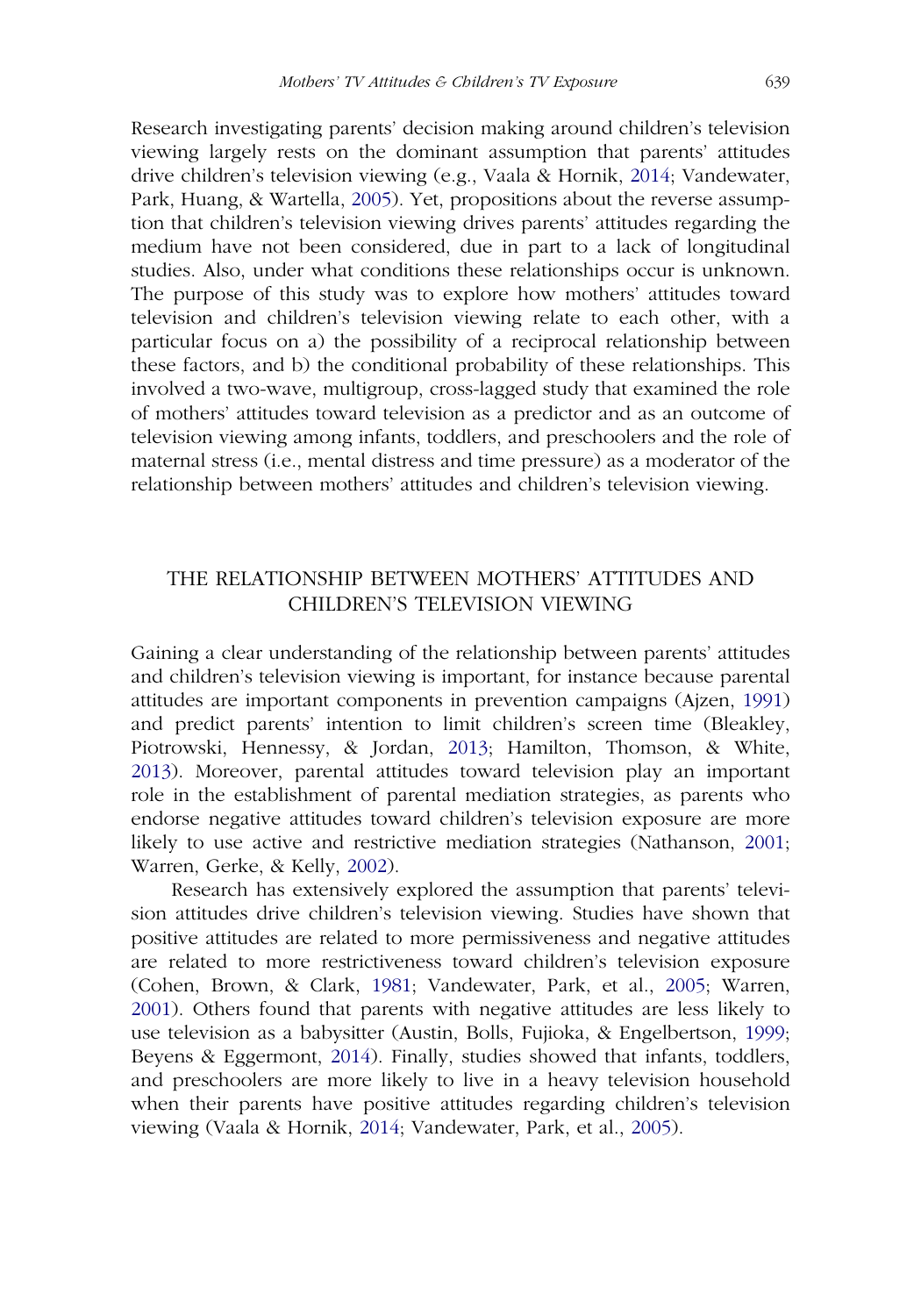Research investigating parents' decision making around children's television viewing largely rests on the dominant assumption that parents' attitudes drive children's television viewing (e.g., Vaala & Hornik, 2014; Vandewater, Park, Huang, & Wartella, 2005). Yet, propositions about the reverse assumption that children's television viewing drives parents' attitudes regarding the medium have not been considered, due in part to a lack of longitudinal studies. Also, under what conditions these relationships occur is unknown. The purpose of this study was to explore how mothers' attitudes toward television and children's television viewing relate to each other, with a particular focus on a) the possibility of a reciprocal relationship between these factors, and b) the conditional probability of these relationships. This involved a two-wave, multigroup, cross-lagged study that examined the role of mothers' attitudes toward television as a predictor and as an outcome of television viewing among infants, toddlers, and preschoolers and the role of maternal stress (i.e., mental distress and time pressure) as a moderator of the relationship between mothers' attitudes and children's television viewing.

## THE RELATIONSHIP BETWEEN MOTHERS' ATTITUDES AND CHILDREN'S TELEVISION VIEWING

Gaining a clear understanding of the relationship between parents' attitudes and children's television viewing is important, for instance because parental attitudes are important components in prevention campaigns (Ajzen, 1991) and predict parents' intention to limit children's screen time (Bleakley, Piotrowski, Hennessy, & Jordan, 2013; Hamilton, Thomson, & White, 2013). Moreover, parental attitudes toward television play an important role in the establishment of parental mediation strategies, as parents who endorse negative attitudes toward children's television exposure are more likely to use active and restrictive mediation strategies (Nathanson, 2001; Warren, Gerke, & Kelly, 2002).

Research has extensively explored the assumption that parents' television attitudes drive children's television viewing. Studies have shown that positive attitudes are related to more permissiveness and negative attitudes are related to more restrictiveness toward children's television exposure (Cohen, Brown, & Clark, 1981; Vandewater, Park, et al., 2005; Warren, 2001). Others found that parents with negative attitudes are less likely to use television as a babysitter (Austin, Bolls, Fujioka, & Engelbertson, 1999; Beyens & Eggermont, 2014). Finally, studies showed that infants, toddlers, and preschoolers are more likely to live in a heavy television household when their parents have positive attitudes regarding children's television viewing (Vaala & Hornik, 2014; Vandewater, Park, et al., 2005).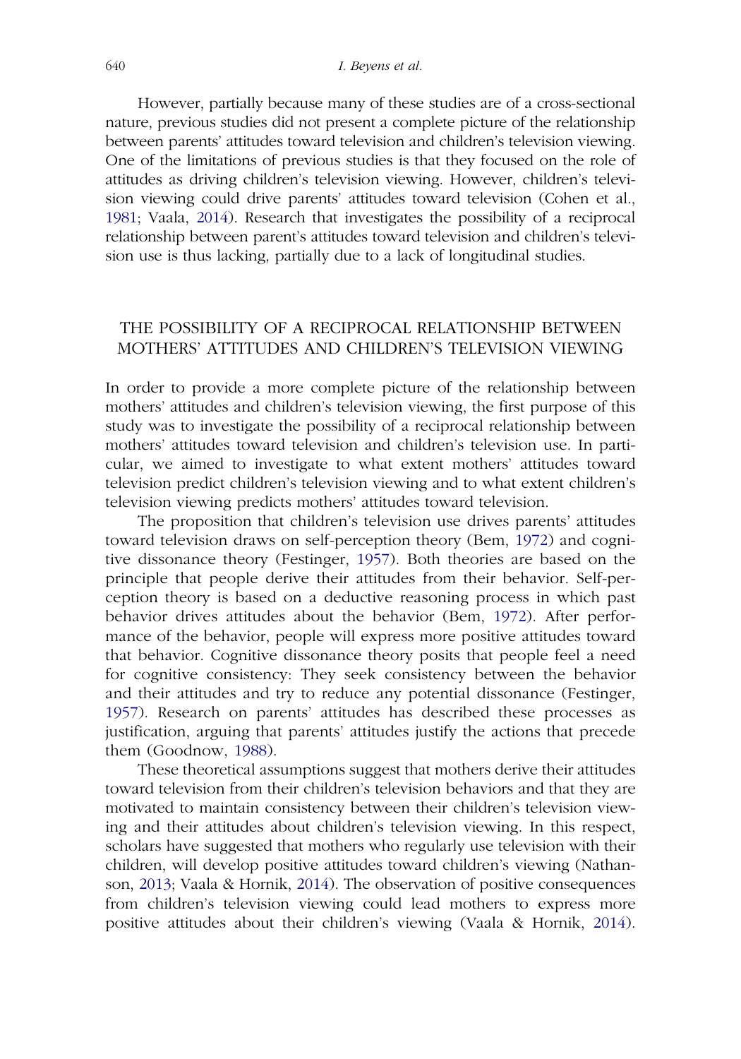However, partially because many of these studies are of a cross-sectional nature, previous studies did not present a complete picture of the relationship between parents' attitudes toward television and children's television viewing. One of the limitations of previous studies is that they focused on the role of attitudes as driving children's television viewing. However, children's television viewing could drive parents' attitudes toward television (Cohen et al., 1981; Vaala, 2014). Research that investigates the possibility of a reciprocal relationship between parent's attitudes toward television and children's television use is thus lacking, partially due to a lack of longitudinal studies.

## THE POSSIBILITY OF A RECIPROCAL RELATIONSHIP BETWEEN MOTHERS' ATTITUDES AND CHILDREN'S TELEVISION VIEWING

In order to provide a more complete picture of the relationship between mothers' attitudes and children's television viewing, the first purpose of this study was to investigate the possibility of a reciprocal relationship between mothers' attitudes toward television and children's television use. In particular, we aimed to investigate to what extent mothers' attitudes toward television predict children's television viewing and to what extent children's television viewing predicts mothers' attitudes toward television.

The proposition that children's television use drives parents' attitudes toward television draws on self-perception theory (Bem, 1972) and cognitive dissonance theory (Festinger, 1957). Both theories are based on the principle that people derive their attitudes from their behavior. Self-perception theory is based on a deductive reasoning process in which past behavior drives attitudes about the behavior (Bem, 1972). After performance of the behavior, people will express more positive attitudes toward that behavior. Cognitive dissonance theory posits that people feel a need for cognitive consistency: They seek consistency between the behavior and their attitudes and try to reduce any potential dissonance (Festinger, 1957). Research on parents' attitudes has described these processes as justification, arguing that parents' attitudes justify the actions that precede them (Goodnow, 1988).

These theoretical assumptions suggest that mothers derive their attitudes toward television from their children's television behaviors and that they are motivated to maintain consistency between their children's television viewing and their attitudes about children's television viewing. In this respect, scholars have suggested that mothers who regularly use television with their children, will develop positive attitudes toward children's viewing (Nathanson, 2013; Vaala & Hornik, 2014). The observation of positive consequences from children's television viewing could lead mothers to express more positive attitudes about their children's viewing (Vaala & Hornik, 2014).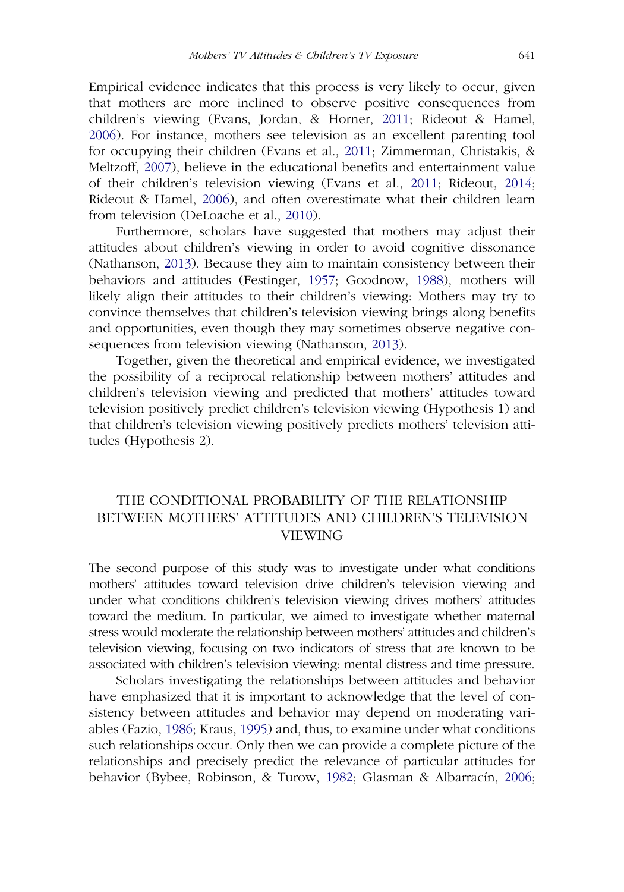Empirical evidence indicates that this process is very likely to occur, given that mothers are more inclined to observe positive consequences from children's viewing (Evans, Jordan, & Horner, 2011; Rideout & Hamel, 2006). For instance, mothers see television as an excellent parenting tool for occupying their children (Evans et al., 2011; Zimmerman, Christakis, & Meltzoff, 2007), believe in the educational benefits and entertainment value of their children's television viewing (Evans et al., 2011; Rideout, 2014; Rideout & Hamel, 2006), and often overestimate what their children learn from television (DeLoache et al., 2010).

Furthermore, scholars have suggested that mothers may adjust their attitudes about children's viewing in order to avoid cognitive dissonance (Nathanson, 2013). Because they aim to maintain consistency between their behaviors and attitudes (Festinger, 1957; Goodnow, 1988), mothers will likely align their attitudes to their children's viewing: Mothers may try to convince themselves that children's television viewing brings along benefits and opportunities, even though they may sometimes observe negative consequences from television viewing (Nathanson, 2013).

Together, given the theoretical and empirical evidence, we investigated the possibility of a reciprocal relationship between mothers' attitudes and children's television viewing and predicted that mothers' attitudes toward television positively predict children's television viewing (Hypothesis 1) and that children's television viewing positively predicts mothers' television attitudes (Hypothesis 2).

## THE CONDITIONAL PROBABILITY OF THE RELATIONSHIP BETWEEN MOTHERS' ATTITUDES AND CHILDREN'S TELEVISION VIEWING

The second purpose of this study was to investigate under what conditions mothers' attitudes toward television drive children's television viewing and under what conditions children's television viewing drives mothers' attitudes toward the medium. In particular, we aimed to investigate whether maternal stress would moderate the relationship between mothers' attitudes and children's television viewing, focusing on two indicators of stress that are known to be associated with children's television viewing: mental distress and time pressure.

Scholars investigating the relationships between attitudes and behavior have emphasized that it is important to acknowledge that the level of consistency between attitudes and behavior may depend on moderating variables (Fazio, 1986; Kraus, 1995) and, thus, to examine under what conditions such relationships occur. Only then we can provide a complete picture of the relationships and precisely predict the relevance of particular attitudes for behavior (Bybee, Robinson, & Turow, 1982; Glasman & Albarracín, 2006;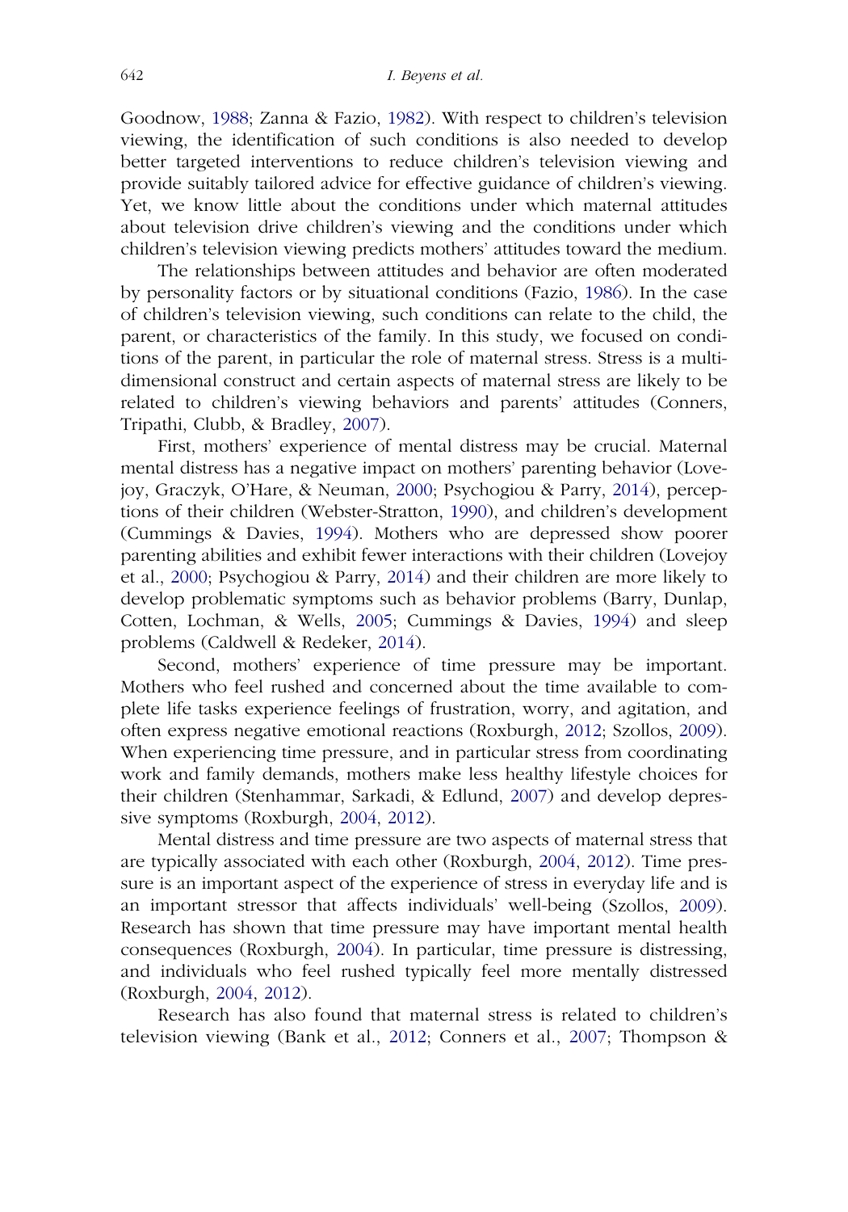Goodnow, 1988; Zanna & Fazio, 1982). With respect to children's television viewing, the identification of such conditions is also needed to develop better targeted interventions to reduce children's television viewing and provide suitably tailored advice for effective guidance of children's viewing. Yet, we know little about the conditions under which maternal attitudes about television drive children's viewing and the conditions under which children's television viewing predicts mothers' attitudes toward the medium.

The relationships between attitudes and behavior are often moderated by personality factors or by situational conditions (Fazio, 1986). In the case of children's television viewing, such conditions can relate to the child, the parent, or characteristics of the family. In this study, we focused on conditions of the parent, in particular the role of maternal stress. Stress is a multidimensional construct and certain aspects of maternal stress are likely to be related to children's viewing behaviors and parents' attitudes (Conners, Tripathi, Clubb, & Bradley, 2007).

First, mothers' experience of mental distress may be crucial. Maternal mental distress has a negative impact on mothers' parenting behavior (Lovejoy, Graczyk, O'Hare, & Neuman, 2000; Psychogiou & Parry, 2014), perceptions of their children (Webster-Stratton, 1990), and children's development (Cummings & Davies, 1994). Mothers who are depressed show poorer parenting abilities and exhibit fewer interactions with their children (Lovejoy et al., 2000; Psychogiou & Parry, 2014) and their children are more likely to develop problematic symptoms such as behavior problems (Barry, Dunlap, Cotten, Lochman, & Wells, 2005; Cummings & Davies, 1994) and sleep problems (Caldwell & Redeker, 2014).

Second, mothers' experience of time pressure may be important. Mothers who feel rushed and concerned about the time available to complete life tasks experience feelings of frustration, worry, and agitation, and often express negative emotional reactions (Roxburgh, 2012; Szollos, 2009). When experiencing time pressure, and in particular stress from coordinating work and family demands, mothers make less healthy lifestyle choices for their children (Stenhammar, Sarkadi, & Edlund, 2007) and develop depressive symptoms (Roxburgh, 2004, 2012).

Mental distress and time pressure are two aspects of maternal stress that are typically associated with each other (Roxburgh, 2004, 2012). Time pressure is an important aspect of the experience of stress in everyday life and is an important stressor that affects individuals' well-being (Szollos, 2009). Research has shown that time pressure may have important mental health consequences (Roxburgh, 2004). In particular, time pressure is distressing, and individuals who feel rushed typically feel more mentally distressed (Roxburgh, 2004, 2012).

Research has also found that maternal stress is related to children's television viewing (Bank et al., 2012; Conners et al., 2007; Thompson &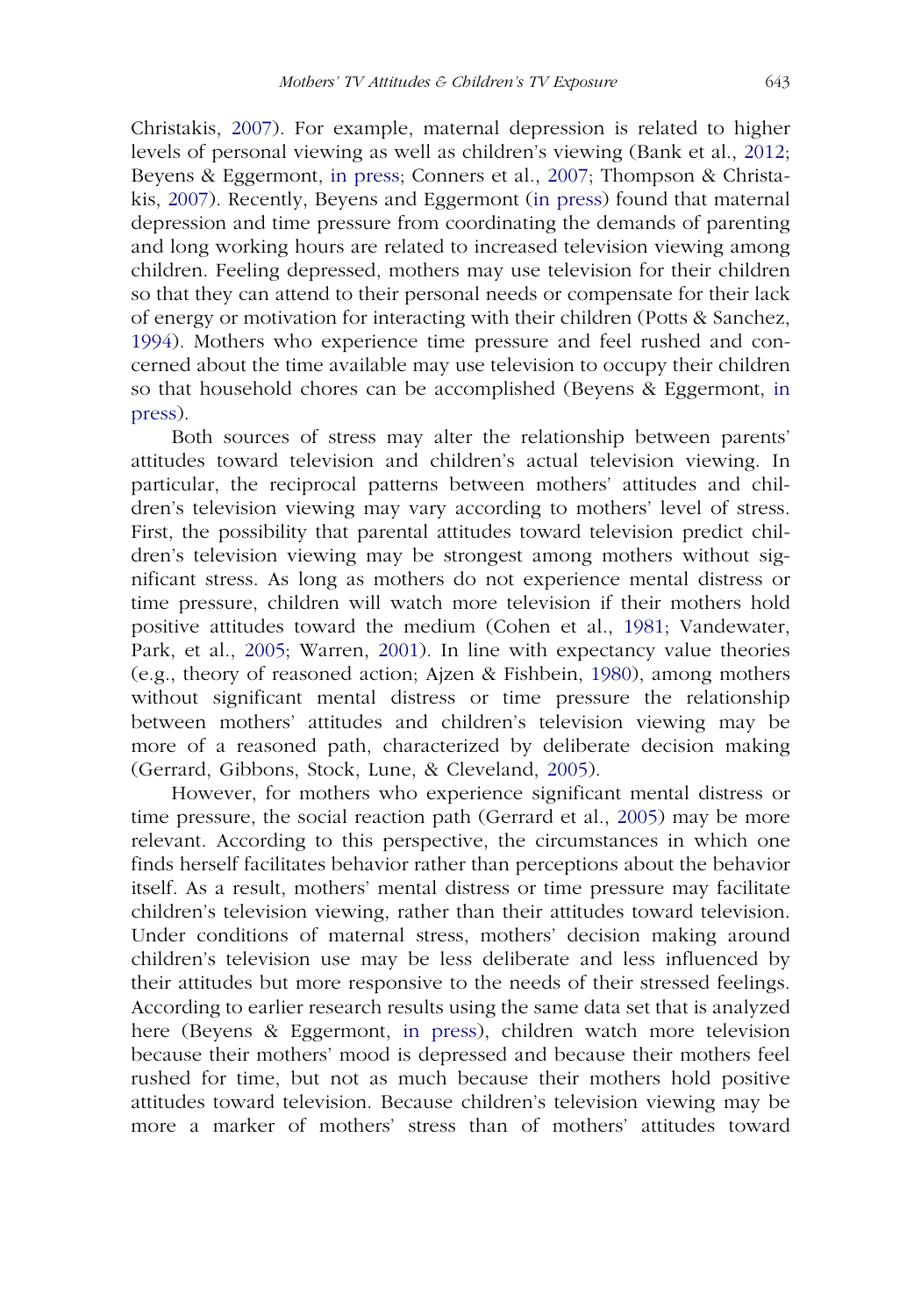Christakis, 2007). For example, maternal depression is related to higher levels of personal viewing as well as children's viewing (Bank et al., 2012; Beyens & Eggermont, in press; Conners et al., 2007; Thompson & Christakis, 2007). Recently, Beyens and Eggermont (in press) found that maternal depression and time pressure from coordinating the demands of parenting and long working hours are related to increased television viewing among children. Feeling depressed, mothers may use television for their children so that they can attend to their personal needs or compensate for their lack of energy or motivation for interacting with their children (Potts & Sanchez, 1994). Mothers who experience time pressure and feel rushed and concerned about the time available may use television to occupy their children so that household chores can be accomplished (Beyens & Eggermont, in press).

Both sources of stress may alter the relationship between parents' attitudes toward television and children's actual television viewing. In particular, the reciprocal patterns between mothers' attitudes and children's television viewing may vary according to mothers' level of stress. First, the possibility that parental attitudes toward television predict children's television viewing may be strongest among mothers without significant stress. As long as mothers do not experience mental distress or time pressure, children will watch more television if their mothers hold positive attitudes toward the medium (Cohen et al., 1981; Vandewater, Park, et al., 2005; Warren, 2001). In line with expectancy value theories (e.g., theory of reasoned action; Ajzen & Fishbein, 1980), among mothers without significant mental distress or time pressure the relationship between mothers' attitudes and children's television viewing may be more of a reasoned path, characterized by deliberate decision making (Gerrard, Gibbons, Stock, Lune, & Cleveland, 2005).

However, for mothers who experience significant mental distress or time pressure, the social reaction path (Gerrard et al., 2005) may be more relevant. According to this perspective, the circumstances in which one finds herself facilitates behavior rather than perceptions about the behavior itself. As a result, mothers' mental distress or time pressure may facilitate children's television viewing, rather than their attitudes toward television. Under conditions of maternal stress, mothers' decision making around children's television use may be less deliberate and less influenced by their attitudes but more responsive to the needs of their stressed feelings. According to earlier research results using the same data set that is analyzed here (Beyens & Eggermont, in press), children watch more television because their mothers' mood is depressed and because their mothers feel rushed for time, but not as much because their mothers hold positive attitudes toward television. Because children's television viewing may be more a marker of mothers' stress than of mothers' attitudes toward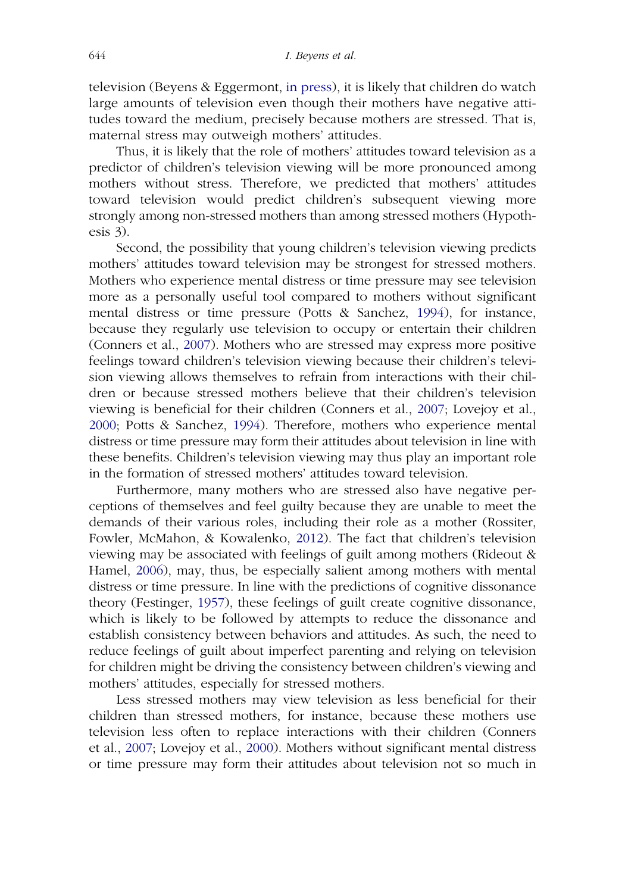television (Beyens & Eggermont, in press), it is likely that children do watch large amounts of television even though their mothers have negative attitudes toward the medium, precisely because mothers are stressed. That is, maternal stress may outweigh mothers' attitudes.

Thus, it is likely that the role of mothers' attitudes toward television as a predictor of children's television viewing will be more pronounced among mothers without stress. Therefore, we predicted that mothers' attitudes toward television would predict children's subsequent viewing more strongly among non-stressed mothers than among stressed mothers (Hypothesis 3).

Second, the possibility that young children's television viewing predicts mothers' attitudes toward television may be strongest for stressed mothers. Mothers who experience mental distress or time pressure may see television more as a personally useful tool compared to mothers without significant mental distress or time pressure (Potts & Sanchez, 1994), for instance, because they regularly use television to occupy or entertain their children (Conners et al., 2007). Mothers who are stressed may express more positive feelings toward children's television viewing because their children's television viewing allows themselves to refrain from interactions with their children or because stressed mothers believe that their children's television viewing is beneficial for their children (Conners et al., 2007; Lovejoy et al., 2000; Potts & Sanchez, 1994). Therefore, mothers who experience mental distress or time pressure may form their attitudes about television in line with these benefits. Children's television viewing may thus play an important role in the formation of stressed mothers' attitudes toward television.

Furthermore, many mothers who are stressed also have negative perceptions of themselves and feel guilty because they are unable to meet the demands of their various roles, including their role as a mother (Rossiter, Fowler, McMahon, & Kowalenko, 2012). The fact that children's television viewing may be associated with feelings of guilt among mothers (Rideout & Hamel, 2006), may, thus, be especially salient among mothers with mental distress or time pressure. In line with the predictions of cognitive dissonance theory (Festinger, 1957), these feelings of guilt create cognitive dissonance, which is likely to be followed by attempts to reduce the dissonance and establish consistency between behaviors and attitudes. As such, the need to reduce feelings of guilt about imperfect parenting and relying on television for children might be driving the consistency between children's viewing and mothers' attitudes, especially for stressed mothers.

Less stressed mothers may view television as less beneficial for their children than stressed mothers, for instance, because these mothers use television less often to replace interactions with their children (Conners et al., 2007; Lovejoy et al., 2000). Mothers without significant mental distress or time pressure may form their attitudes about television not so much in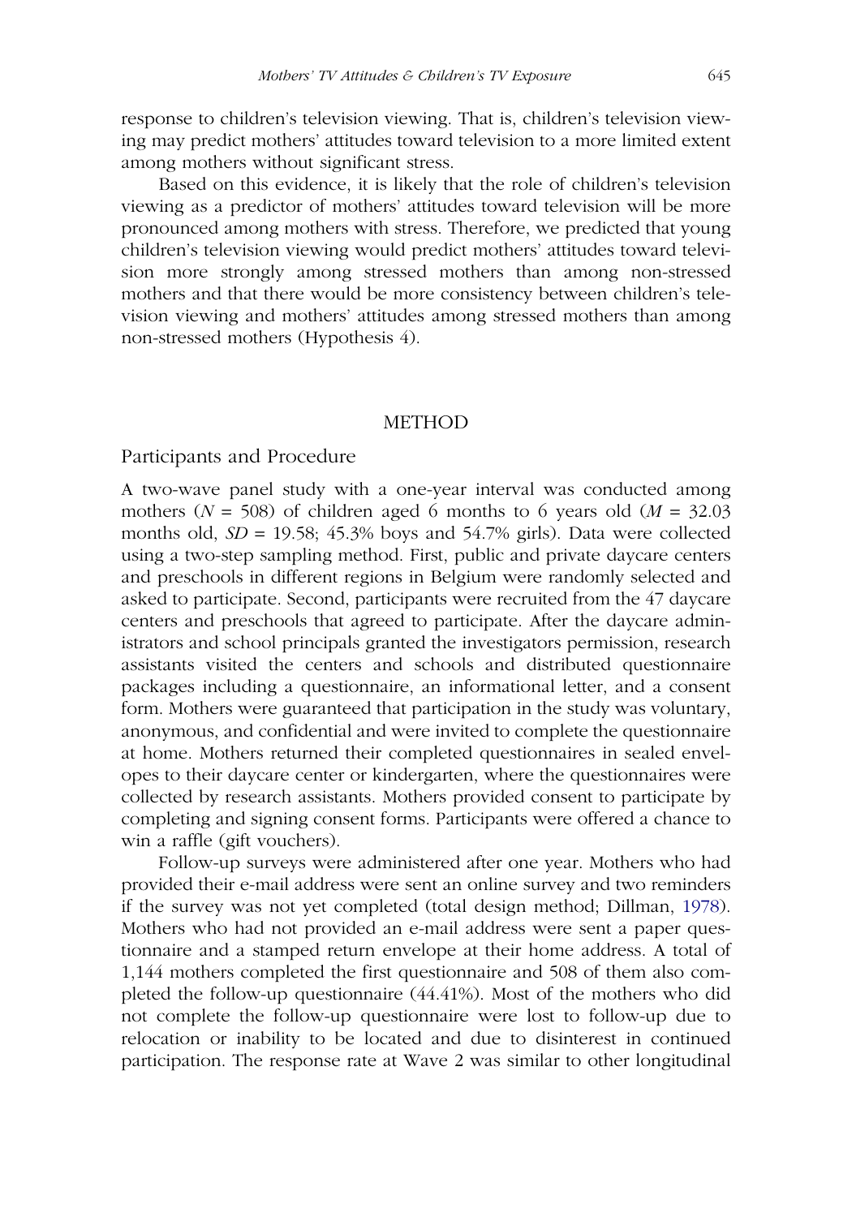response to children's television viewing. That is, children's television viewing may predict mothers' attitudes toward television to a more limited extent among mothers without significant stress.

Based on this evidence, it is likely that the role of children's television viewing as a predictor of mothers' attitudes toward television will be more pronounced among mothers with stress. Therefore, we predicted that young children's television viewing would predict mothers' attitudes toward television more strongly among stressed mothers than among non-stressed mothers and that there would be more consistency between children's television viewing and mothers' attitudes among stressed mothers than among non-stressed mothers (Hypothesis 4).

## METHOD

### Participants and Procedure

A two-wave panel study with a one-year interval was conducted among mothers ($N$ = 508) of children aged 6 months to 6 years old ($M$ = 32.03 months old, $SD$ = 19.58; 45.3% boys and 54.7% girls). Data were collected using a two-step sampling method. First, public and private daycare centers and preschools in different regions in Belgium were randomly selected and asked to participate. Second, participants were recruited from the 47 daycare centers and preschools that agreed to participate. After the daycare administrators and school principals granted the investigators permission, research assistants visited the centers and schools and distributed questionnaire packages including a questionnaire, an informational letter, and a consent form. Mothers were guaranteed that participation in the study was voluntary, anonymous, and confidential and were invited to complete the questionnaire at home. Mothers returned their completed questionnaires in sealed envelopes to their daycare center or kindergarten, where the questionnaires were collected by research assistants. Mothers provided consent to participate by completing and signing consent forms. Participants were offered a chance to win a raffle (gift vouchers).

Follow-up surveys were administered after one year. Mothers who had provided their e-mail address were sent an online survey and two reminders if the survey was not yet completed (total design method; Dillman, 1978). Mothers who had not provided an e-mail address were sent a paper questionnaire and a stamped return envelope at their home address. A total of 1,144 mothers completed the first questionnaire and 508 of them also completed the follow-up questionnaire (44.41%). Most of the mothers who did not complete the follow-up questionnaire were lost to follow-up due to relocation or inability to be located and due to disinterest in continued participation. The response rate at Wave 2 was similar to other longitudinal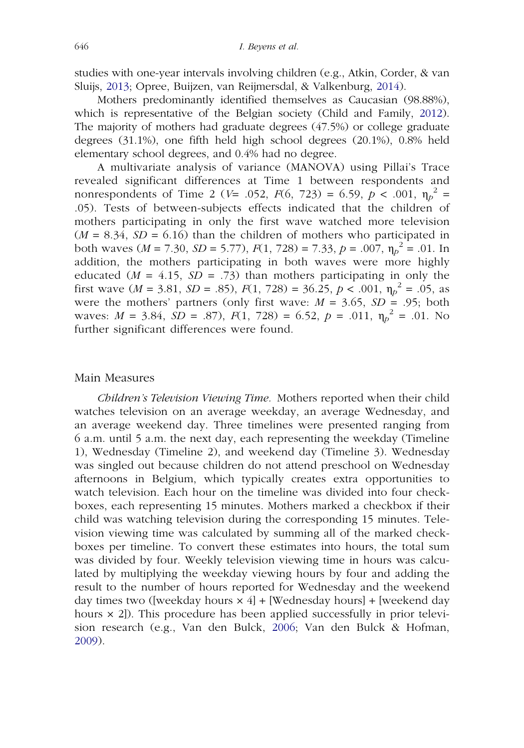studies with one-year intervals involving children (e.g., Atkin, Corder, & van Sluijs, 2013; Opree, Buijzen, van Reijmersdal, & Valkenburg, 2014).

Mothers predominantly identified themselves as Caucasian (98.88%), which is representative of the Belgian society (Child and Family, 2012). The majority of mothers had graduate degrees (47.5%) or college graduate degrees (31.1%), one fifth held high school degrees (20.1%), 0.8% held elementary school degrees, and 0.4% had no degree.

A multivariate analysis of variance (MANOVA) using Pillai's Trace revealed significant differences at Time 1 between respondents and nonrespondents of Time 2 ($V = .052$, $F(6, 723) = 6.59$, $p < .001$, $\eta_p^2 = .05$). Tests of between-subjects effects indicated that the children of mothers participating in only the first wave watched more television ($M = 8.34$, $SD = 6.16$) than the children of mothers who participated in both waves ($M = 7.30$, $SD = 5.77$), $F(1, 728) = 7.33$, $p = .007$, $\eta_p^2 = .01$. In addition, the mothers participating in both waves were more highly educated ($M = 4.15$, $SD = .73$) than mothers participating in only the first wave ($M = 3.81$, $SD = .85$), $F(1, 728) = 36.25$, $p < .001$, $\eta_p^2 = .05$, as were the mothers' partners (only first wave: $M = 3.65$, $SD = .95$; both waves: $M = 3.84$, $SD = .87$), $F(1, 728) = 6.52$, $p = .011$, $\eta_p^2 = .01$. No further significant differences were found.

## Main Measures

*Children's Television Viewing Time.* Mothers reported when their child watches television on an average weekday, an average Wednesday, and an average weekend day. Three timelines were presented ranging from 6 a.m. until 5 a.m. the next day, each representing the weekday (Timeline 1), Wednesday (Timeline 2), and weekend day (Timeline 3). Wednesday was singled out because children do not attend preschool on Wednesday afternoons in Belgium, which typically creates extra opportunities to watch television. Each hour on the timeline was divided into four checkboxes, each representing 15 minutes. Mothers marked a checkbox if their child was watching television during the corresponding 15 minutes. Television viewing time was calculated by summing all of the marked checkboxes per timeline. To convert these estimates into hours, the total sum was divided by four. Weekly television viewing time in hours was calculated by multiplying the weekday viewing hours by four and adding the result to the number of hours reported for Wednesday and the weekend day times two ([weekday hours × 4] + [Wednesday hours] + [weekend day hours × 2]). This procedure has been applied successfully in prior television research (e.g., Van den Bulck, 2006; Van den Bulck & Hofman, 2009).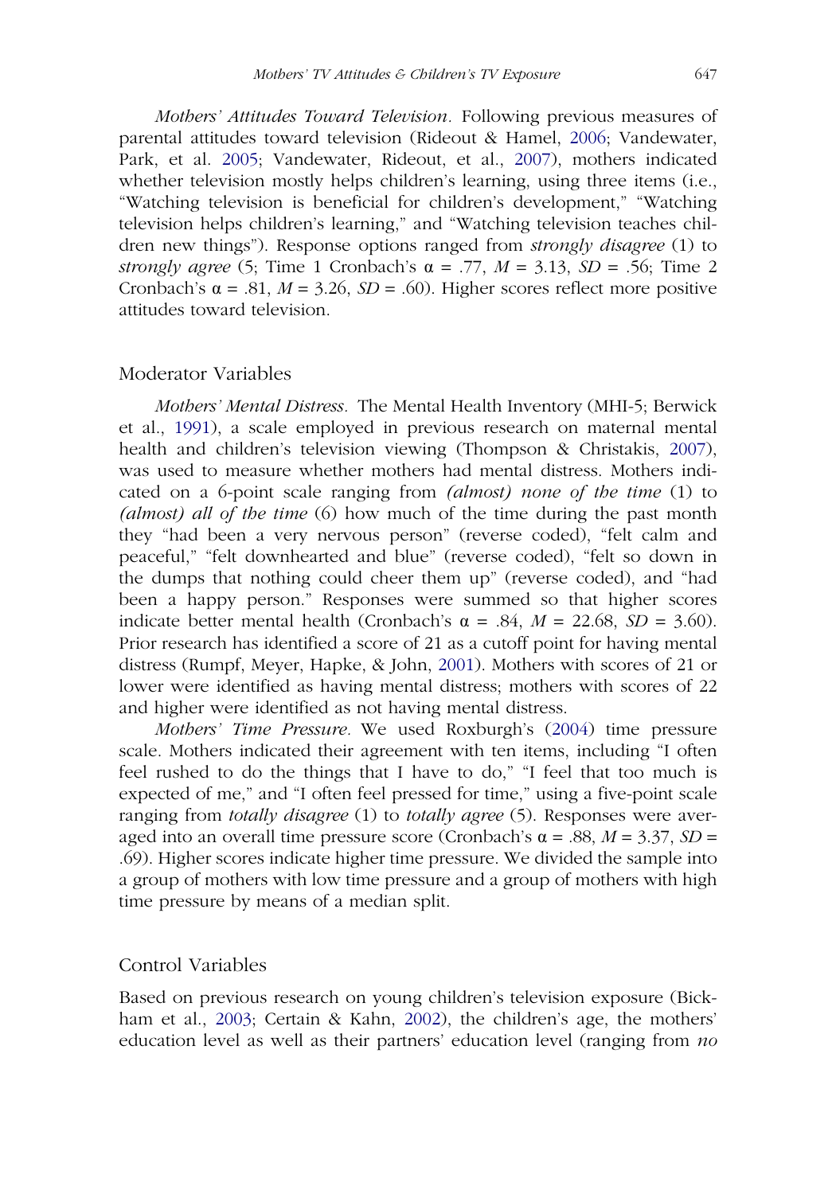*Mothers' Attitudes Toward Television.* Following previous measures of parental attitudes toward television (Rideout & Hamel, 2006; Vandewater, Park, et al. 2005; Vandewater, Rideout, et al., 2007), mothers indicated whether television mostly helps children's learning, using three items (i.e., "Watching television is beneficial for children's development," "Watching television helps children's learning," and "Watching television teaches children new things"). Response options ranged from *strongly disagree* (1) to *strongly agree* (5; Time 1 Cronbach's $\alpha$ = .77, $M$ = 3.13, $SD$ = .56; Time 2 Cronbach's $\alpha$ = .81, $M$ = 3.26, $SD$ = .60). Higher scores reflect more positive attitudes toward television.

## Moderator Variables

*Mothers' Mental Distress.* The Mental Health Inventory (MHI-5; Berwick et al., 1991), a scale employed in previous research on maternal mental health and children's television viewing (Thompson & Christakis, 2007), was used to measure whether mothers had mental distress. Mothers indicated on a 6-point scale ranging from *(almost) none of the time* (1) to *(almost) all of the time* (6) how much of the time during the past month they "had been a very nervous person" (reverse coded), "felt calm and peaceful," "felt downhearted and blue" (reverse coded), "felt so down in the dumps that nothing could cheer them up" (reverse coded), and "had been a happy person." Responses were summed so that higher scores indicate better mental health (Cronbach's $\alpha$ = .84, $M$ = 22.68, $SD$ = 3.60). Prior research has identified a score of 21 as a cutoff point for having mental distress (Rumpf, Meyer, Hapke, & John, 2001). Mothers with scores of 21 or lower were identified as having mental distress; mothers with scores of 22 and higher were identified as not having mental distress.

*Mothers' Time Pressure.* We used Roxburgh's (2004) time pressure scale. Mothers indicated their agreement with ten items, including "I often feel rushed to do the things that I have to do," "I feel that too much is expected of me," and "I often feel pressed for time," using a five-point scale ranging from *totally disagree* (1) to *totally agree* (5). Responses were averaged into an overall time pressure score (Cronbach's $\alpha$ = .88, $M$ = 3.37, $SD$ = .69). Higher scores indicate higher time pressure. We divided the sample into a group of mothers with low time pressure and a group of mothers with high time pressure by means of a median split.

## Control Variables

Based on previous research on young children's television exposure (Bickham et al., 2003; Certain & Kahn, 2002), the children's age, the mothers' education level as well as their partners' education level (ranging from *no*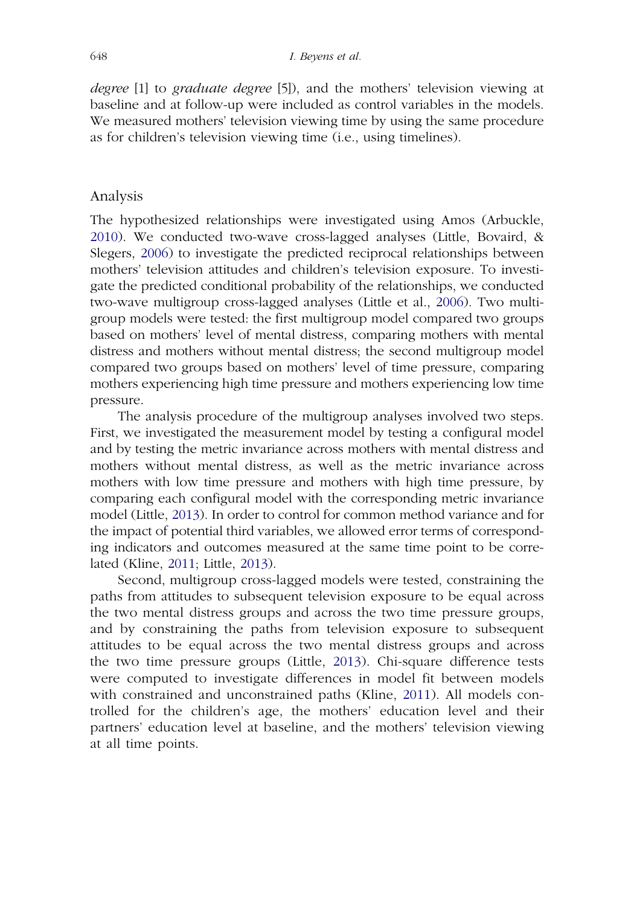*degree* [1] to *graduate degree* [5]), and the mothers' television viewing at baseline and at follow-up were included as control variables in the models. We measured mothers' television viewing time by using the same procedure as for children's television viewing time (i.e., using timelines).

## Analysis

The hypothesized relationships were investigated using Amos (Arbuckle, 2010). We conducted two-wave cross-lagged analyses (Little, Bovaird, & Slegers, 2006) to investigate the predicted reciprocal relationships between mothers' television attitudes and children's television exposure. To investigate the predicted conditional probability of the relationships, we conducted two-wave multigroup cross-lagged analyses (Little et al., 2006). Two multigroup models were tested: the first multigroup model compared two groups based on mothers' level of mental distress, comparing mothers with mental distress and mothers without mental distress; the second multigroup model compared two groups based on mothers' level of time pressure, comparing mothers experiencing high time pressure and mothers experiencing low time pressure.

The analysis procedure of the multigroup analyses involved two steps. First, we investigated the measurement model by testing a configural model and by testing the metric invariance across mothers with mental distress and mothers without mental distress, as well as the metric invariance across mothers with low time pressure and mothers with high time pressure, by comparing each configural model with the corresponding metric invariance model (Little, 2013). In order to control for common method variance and for the impact of potential third variables, we allowed error terms of corresponding indicators and outcomes measured at the same time point to be correlated (Kline, 2011; Little, 2013).

Second, multigroup cross-lagged models were tested, constraining the paths from attitudes to subsequent television exposure to be equal across the two mental distress groups and across the two time pressure groups, and by constraining the paths from television exposure to subsequent attitudes to be equal across the two mental distress groups and across the two time pressure groups (Little, 2013). Chi-square difference tests were computed to investigate differences in model fit between models with constrained and unconstrained paths (Kline, 2011). All models controlled for the children's age, the mothers' education level and their partners' education level at baseline, and the mothers' television viewing at all time points.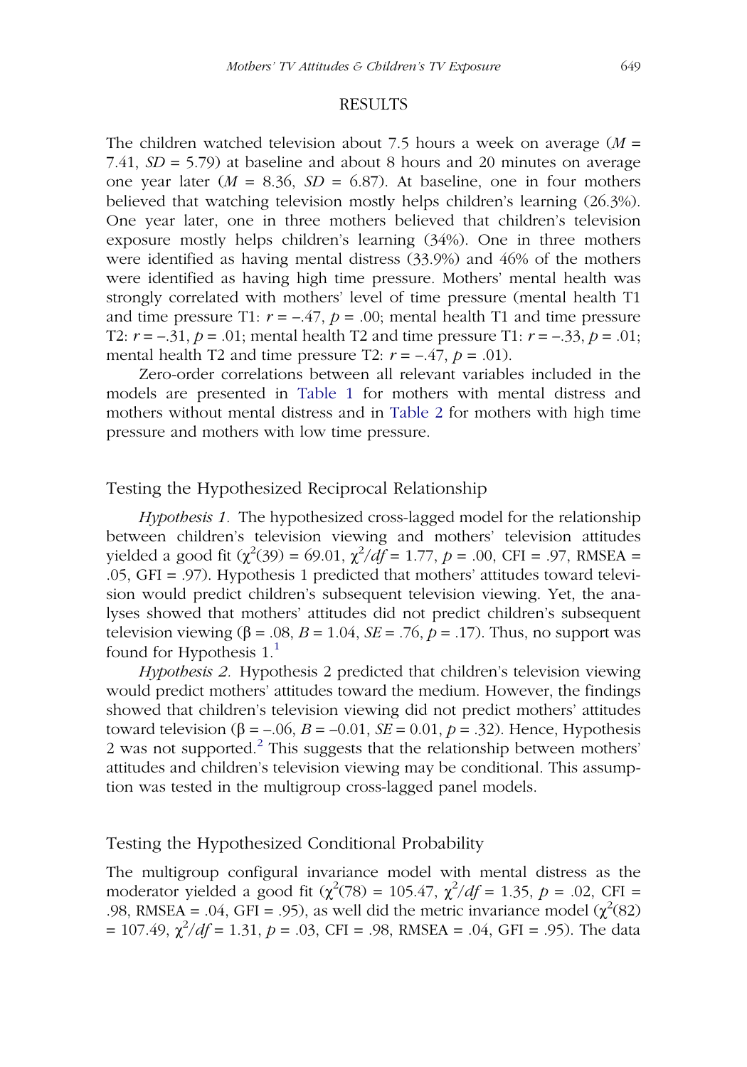## RESULTS

The children watched television about 7.5 hours a week on average ($M$ = 7.41, $SD$ = 5.79) at baseline and about 8 hours and 20 minutes on average one year later ($M$ = 8.36, $SD$ = 6.87). At baseline, one in four mothers believed that watching television mostly helps children's learning (26.3%). One year later, one in three mothers believed that children's television exposure mostly helps children's learning (34%). One in three mothers were identified as having mental distress (33.9%) and 46% of the mothers were identified as having high time pressure. Mothers' mental health was strongly correlated with mothers' level of time pressure (mental health T1 and time pressure T1: $r = -.47$, $p = .00$; mental health T1 and time pressure T2: $r = -.31$, $p = .01$; mental health T2 and time pressure T1: $r = -.33$, $p = .01$; mental health T2 and time pressure T2: $r = -.47$, $p = .01$).

Zero-order correlations between all relevant variables included in the models are presented in Table 1 for mothers with mental distress and mothers without mental distress and in Table 2 for mothers with high time pressure and mothers with low time pressure.

### Testing the Hypothesized Reciprocal Relationship

*Hypothesis 1.* The hypothesized cross-lagged model for the relationship between children's television viewing and mothers' television attitudes yielded a good fit ($\chi^2(39) = 69.01$, $\chi^2/df = 1.77$, $p = .00$, CFI = .97, RMSEA = .05, GFI = .97). Hypothesis 1 predicted that mothers' attitudes toward television would predict children's subsequent television viewing. Yet, the analyses showed that mothers' attitudes did not predict children's subsequent television viewing ($\beta = .08$, $B = 1.04$, $SE = .76$, $p = .17$). Thus, no support was found for Hypothesis 1.[1]

*Hypothesis 2.* Hypothesis 2 predicted that children's television viewing would predict mothers' attitudes toward the medium. However, the findings showed that children's television viewing did not predict mothers' attitudes toward television ($\beta = -.06$, $B = -0.01$, $SE = 0.01$, $p = .32$). Hence, Hypothesis 2 was not supported.[2] This suggests that the relationship between mothers' attitudes and children's television viewing may be conditional. This assumption was tested in the multigroup cross-lagged panel models.

### Testing the Hypothesized Conditional Probability

The multigroup configural invariance model with mental distress as the moderator yielded a good fit ($\chi^2(78) = 105.47$, $\chi^2/df = 1.35$, $p = .02$, CFI = .98, RMSEA = .04, GFI = .95), as well did the metric invariance model ($\chi^2(82) = 107.49$, $\chi^2/df = 1.31$, $p = .03$, CFI = .98, RMSEA = .04, GFI = .95). The data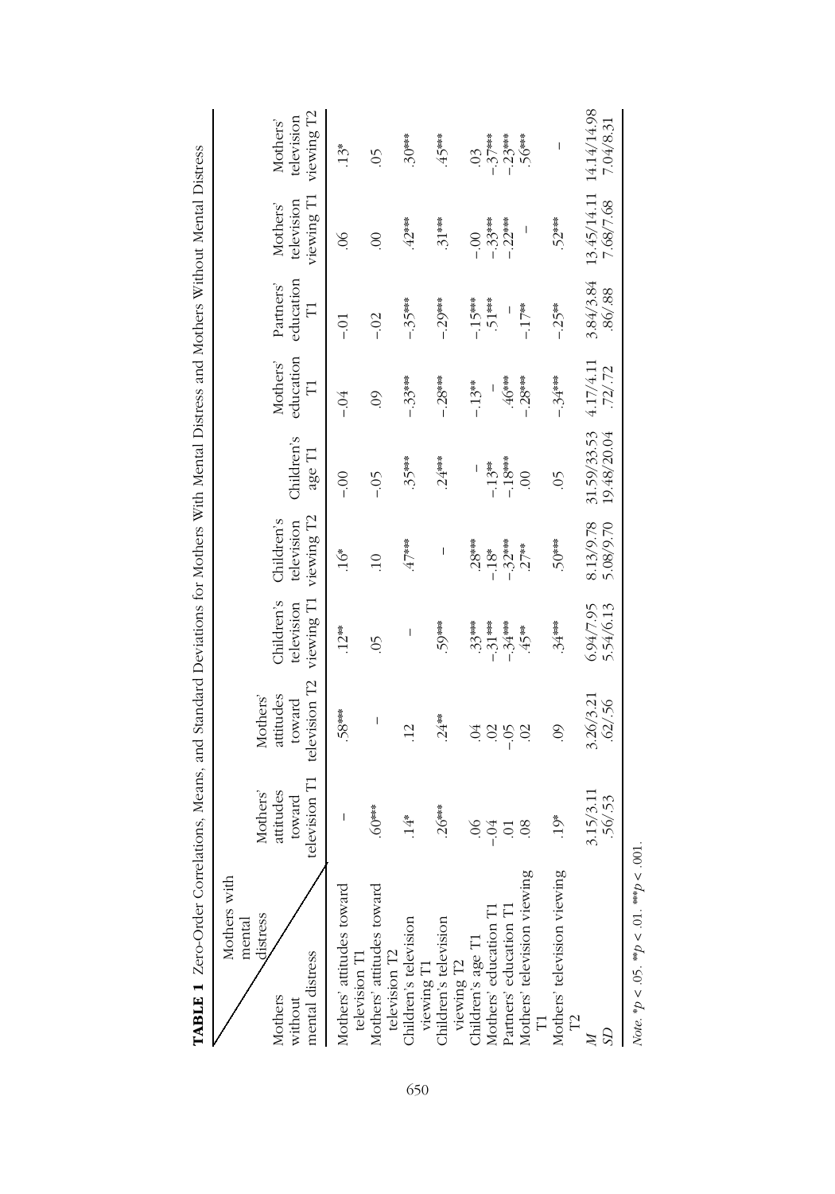**TABLE 1** Zero-Order Correlations, Means, and Standard Deviations for Mothers With Mental Distress and Mothers Without Mental Distress

| Mothers without mental distress \ Mothers with mental distress | Mothers' attitudes toward television T1 | Mothers' attitudes toward television T2 | Children's television viewing T1 | Children's television viewing T2 | Children's age T1 | Mothers' education T1 | Partners' education T1 | Mothers' television viewing T1 | Mothers' television viewing T2 |
|---|---|---|---|---|---|---|---|---|---|
| Mothers' attitudes toward television T1 | – | .58*** | .12** | .16* | -.00 | -.04 | -.01 | .06 | .13* |
| Mothers' attitudes toward television T2 | .60*** | – | .05 | .10 | -.05 | .09 | -.02 | .00 | .05 |
| Children's television viewing T1 | .14* | .12 | – | .47*** | .35*** | -.33*** | -.35*** | .42*** | .30*** |
| Children's television viewing T2 | .26*** | .24** | .59*** | – | .24*** | -.28*** | -.29*** | .31*** | .45*** |
| Children's age T1 | .06 | .04 | .33*** | .28*** | – | -.13** | -.15*** | -.00 | .03 |
| Mothers' education T1 | -.04 | .02 | -.31*** | -.18* | -.13** | – | .51*** | -.33*** | -.37*** |
| Partners' education T1 | .01 | -.05 | -.34*** | -.32*** | -.18*** | .46*** | – | -.22*** | -.23*** |
| Mothers' television viewing T1 | .08 | .02 | .45** | .27** | .00 | -.28*** | -.17** | – | .56*** |
| Mothers' television viewing T2 | .19* | .09 | .34*** | .50*** | .05 | -.34*** | -.25** | .52*** | – |
| *M* | 3.15/3.11 | 3.26/3.21 | 6.94/7.95 | 8.13/9.78 | 31.59/33.53 | 4.17/4.11 | 3.84/3.84 | 13.45/14.11 | 14.14/14.98 |
| *SD* | .56/.53 | .62/.56 | 5.54/6.13 | 5.08/9.70 | 19.48/20.04 | .72/.72 | .86/.88 | 7.68/7.68 | 7.04/8.31 |

*Note.* \*$p < .05$. \*\*$p < .01$. \*\*\*$p < .001$.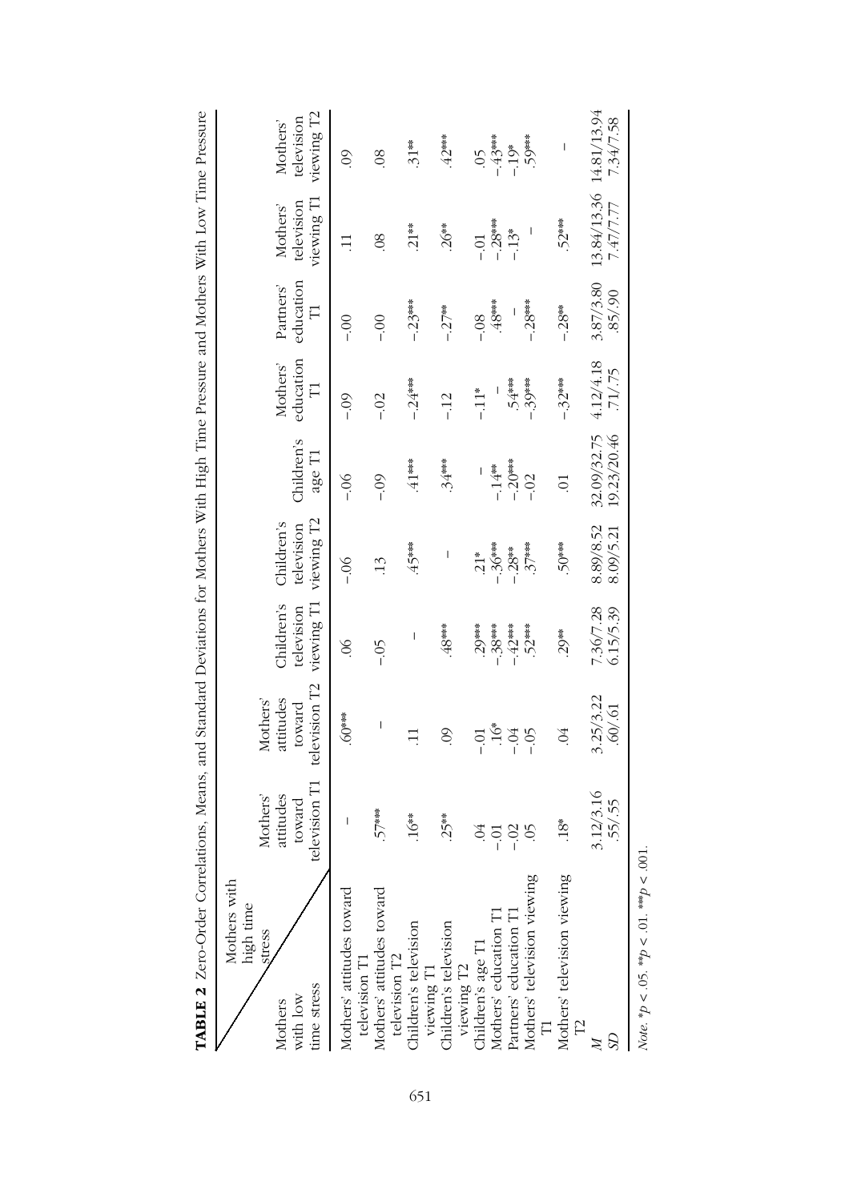**TABLE 2** Zero-Order Correlations, Means, and Standard Deviations for Mothers With High Time Pressure and Mothers With Low Time Pressure

| Mothers with low time stress \ Mothers with high time stress | Mothers' attitudes toward television T1 | Mothers' attitudes toward television T2 | Children's television viewing T1 | Children's television viewing T2 | Children's age T1 | Mothers' education T1 | Partners' education T1 | Mothers' television viewing T1 | Mothers' television viewing T2 |
|---|---|---|---|---|---|---|---|---|---|
| Mothers' attitudes toward television T1 | – | .60*** | .06 | -.06 | -.06 | -.09 | -.00 | .11 | .09 |
| Mothers' attitudes toward television T2 | .57*** | – | -.05 | .13 | -.09 | -.02 | -.00 | .08 | .08 |
| Children's television viewing T1 | .16** | .11 | – | .45*** | .41*** | -.24*** | -.23*** | .21** | .31** |
| Children's television viewing T2 | .25** | .09 | .48*** | – | .34*** | -.12 | -.27** | .26** | .42*** |
| Children's age T1 | .04 | -.01 | .29*** | .21* | – | -.11* | -.08 | -.01 | .05 |
| Mothers' education T1 | -.01 | .16* | -.38*** | -.36*** | -.14** | – | .48*** | -.28*** | -.43*** |
| Partners' education T1 | -.02 | -.04 | -.42*** | -.28** | -.20*** | .54*** | – | -.13* | -.19* |
| Mothers' television viewing T1 | .05 | -.05 | .52*** | .37*** | -.02 | -.39*** | -.28*** | – | .59*** |
| Mothers' television viewing T2 | .18* | .04 | .29** | .50*** | .01 | -.32*** | -.28** | .52*** | – |
| *M* | 3.12/3.16 | 3.25/3.22 | 7.36/7.28 | 8.89/8.52 | 32.09/32.75 | 4.12/4.18 | 3.87/3.80 | 13.84/13.36 | 14.81/13.94 |
| *SD* | .55/.55 | .60/.61 | 6.15/5.39 | 8.09/5.21 | 19.23/20.46 | .71/.75 | .85/.90 | 7.47/7.77 | 7.34/7.58 |

*Note.* *$p < .05$. **$p < .01$. ***$p < .001$.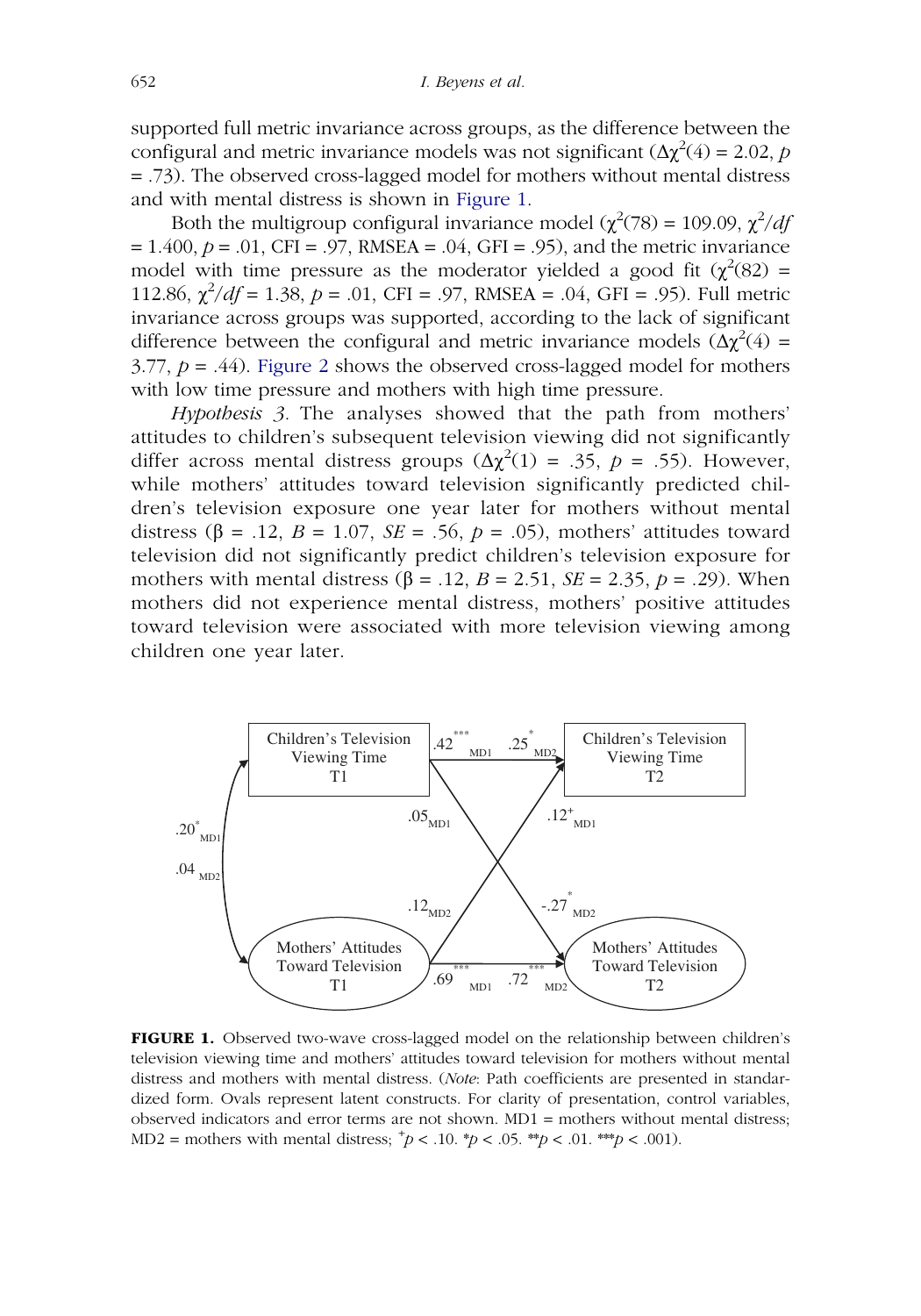supported full metric invariance across groups, as the difference between the configural and metric invariance models was not significant ($\Delta\chi^2(4) = 2.02$, $p = .73$). The observed cross-lagged model for mothers without mental distress and with mental distress is shown in Figure 1.

Both the multigroup configural invariance model ($\chi^2(78) = 109.09$, $\chi^2/df = 1.400$, $p = .01$, CFI = .97, RMSEA = .04, GFI = .95), and the metric invariance model with time pressure as the moderator yielded a good fit ($\chi^2(82) = 112.86$, $\chi^2/df = 1.38$, $p = .01$, CFI = .97, RMSEA = .04, GFI = .95). Full metric invariance across groups was supported, according to the lack of significant difference between the configural and metric invariance models ($\Delta\chi^2(4) = 3.77$, $p = .44$). Figure 2 shows the observed cross-lagged model for mothers with low time pressure and mothers with high time pressure.

*Hypothesis 3.* The analyses showed that the path from mothers' attitudes to children's subsequent television viewing did not significantly differ across mental distress groups ($\Delta\chi^2(1) = .35$, $p = .55$). However, while mothers' attitudes toward television significantly predicted children's television exposure one year later for mothers without mental distress ($\beta = .12$, $B = 1.07$, $SE = .56$, $p = .05$), mothers' attitudes toward television did not significantly predict children's television exposure for mothers with mental distress ($\beta = .12$, $B = 2.51$, $SE = 2.35$, $p = .29$). When mothers did not experience mental distress, mothers' positive attitudes toward television were associated with more television viewing among children one year later.

**FIGURE 1.** Observed two-wave cross-lagged model on the relationship between children's television viewing time and mothers' attitudes toward television for mothers without mental distress and mothers with mental distress. (*Note*: Path coefficients are presented in standardized form. Ovals represent latent constructs. For clarity of presentation, control variables, observed indicators and error terms are not shown. MD1 = mothers without mental distress; MD2 = mothers with mental distress; $^+p < .10$. $^*p < .05$. $^{**}p < .01$. $^{***}p < .001$).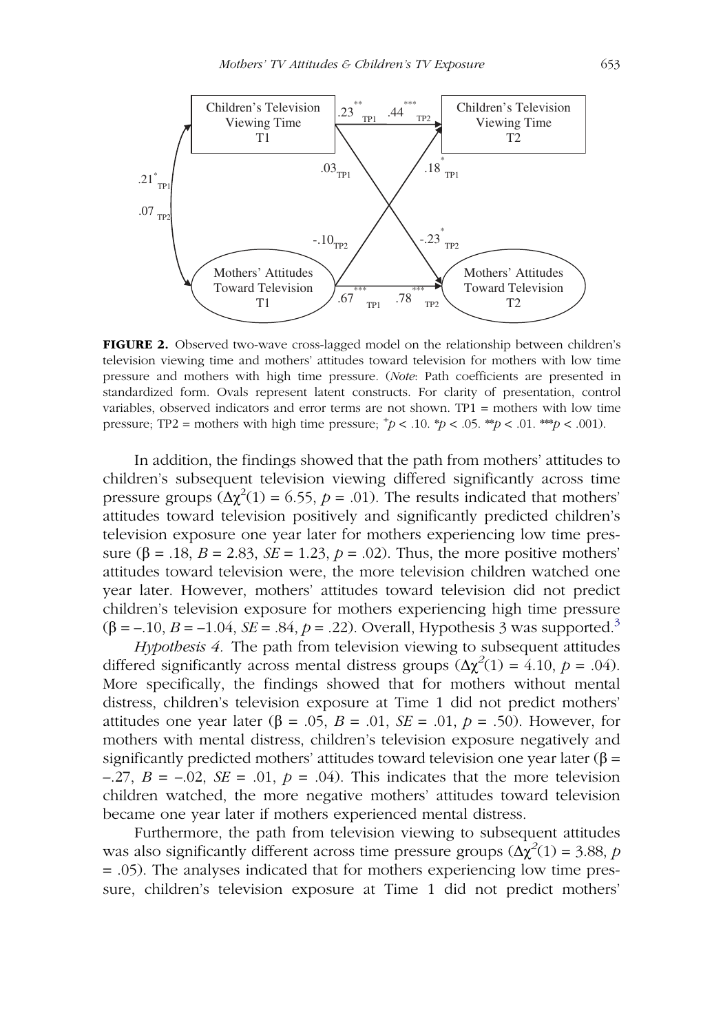**FIGURE 2.** Observed two-wave cross-lagged model on the relationship between children's television viewing time and mothers' attitudes toward television for mothers with low time pressure and mothers with high time pressure. (*Note*: Path coefficients are presented in standardized form. Ovals represent latent constructs. For clarity of presentation, control variables, observed indicators and error terms are not shown. TP1 = mothers with low time pressure; TP2 = mothers with high time pressure; $^{+}p < .10$. $^{*}p < .05$. $^{**}p < .01$. $^{***}p < .001$).

In addition, the findings showed that the path from mothers' attitudes to children's subsequent television viewing differed significantly across time pressure groups ($\Delta\chi^2(1) = 6.55$, $p = .01$). The results indicated that mothers' attitudes toward television positively and significantly predicted children's television exposure one year later for mothers experiencing low time pressure ($\beta = .18$, $B = 2.83$, $SE = 1.23$, $p = .02$). Thus, the more positive mothers' attitudes toward television were, the more television children watched one year later. However, mothers' attitudes toward television did not predict children's television exposure for mothers experiencing high time pressure ($\beta = -.10$, $B = -1.04$, $SE = .84$, $p = .22$). Overall, Hypothesis 3 was supported.[3]

*Hypothesis 4.* The path from television viewing to subsequent attitudes differed significantly across mental distress groups ($\Delta\chi^2(1) = 4.10$, $p = .04$). More specifically, the findings showed that for mothers without mental distress, children's television exposure at Time 1 did not predict mothers' attitudes one year later ($\beta = .05$, $B = .01$, $SE = .01$, $p = .50$). However, for mothers with mental distress, children's television exposure negatively and significantly predicted mothers' attitudes toward television one year later ($\beta = -.27$, $B = -.02$, $SE = .01$, $p = .04$). This indicates that the more television children watched, the more negative mothers' attitudes toward television became one year later if mothers experienced mental distress.

Furthermore, the path from television viewing to subsequent attitudes was also significantly different across time pressure groups ($\Delta\chi^2(1) = 3.88$, $p = .05$). The analyses indicated that for mothers experiencing low time pressure, children's television exposure at Time 1 did not predict mothers'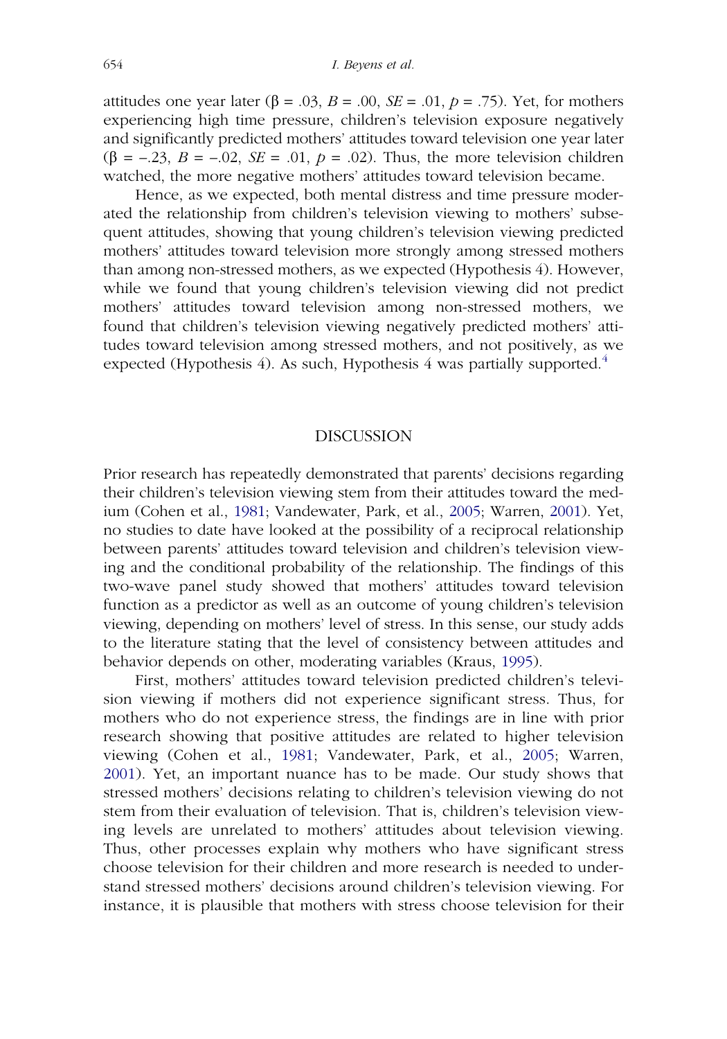attitudes one year later ($\beta = .03$, $B = .00$, $SE = .01$, $p = .75$). Yet, for mothers experiencing high time pressure, children's television exposure negatively and significantly predicted mothers' attitudes toward television one year later ($\beta = -.23$, $B = -.02$, $SE = .01$, $p = .02$). Thus, the more television children watched, the more negative mothers' attitudes toward television became.

Hence, as we expected, both mental distress and time pressure moderated the relationship from children's television viewing to mothers' subsequent attitudes, showing that young children's television viewing predicted mothers' attitudes toward television more strongly among stressed mothers than among non-stressed mothers, as we expected (Hypothesis 4). However, while we found that young children's television viewing did not predict mothers' attitudes toward television among non-stressed mothers, we found that children's television viewing negatively predicted mothers' attitudes toward television among stressed mothers, and not positively, as we expected (Hypothesis 4). As such, Hypothesis 4 was partially supported.[4]

## DISCUSSION

Prior research has repeatedly demonstrated that parents' decisions regarding their children's television viewing stem from their attitudes toward the medium (Cohen et al., 1981; Vandewater, Park, et al., 2005; Warren, 2001). Yet, no studies to date have looked at the possibility of a reciprocal relationship between parents' attitudes toward television and children's television viewing and the conditional probability of the relationship. The findings of this two-wave panel study showed that mothers' attitudes toward television function as a predictor as well as an outcome of young children's television viewing, depending on mothers' level of stress. In this sense, our study adds to the literature stating that the level of consistency between attitudes and behavior depends on other, moderating variables (Kraus, 1995).

First, mothers' attitudes toward television predicted children's television viewing if mothers did not experience significant stress. Thus, for mothers who do not experience stress, the findings are in line with prior research showing that positive attitudes are related to higher television viewing (Cohen et al., 1981; Vandewater, Park, et al., 2005; Warren, 2001). Yet, an important nuance has to be made. Our study shows that stressed mothers' decisions relating to children's television viewing do not stem from their evaluation of television. That is, children's television viewing levels are unrelated to mothers' attitudes about television viewing. Thus, other processes explain why mothers who have significant stress choose television for their children and more research is needed to understand stressed mothers' decisions around children's television viewing. For instance, it is plausible that mothers with stress choose television for their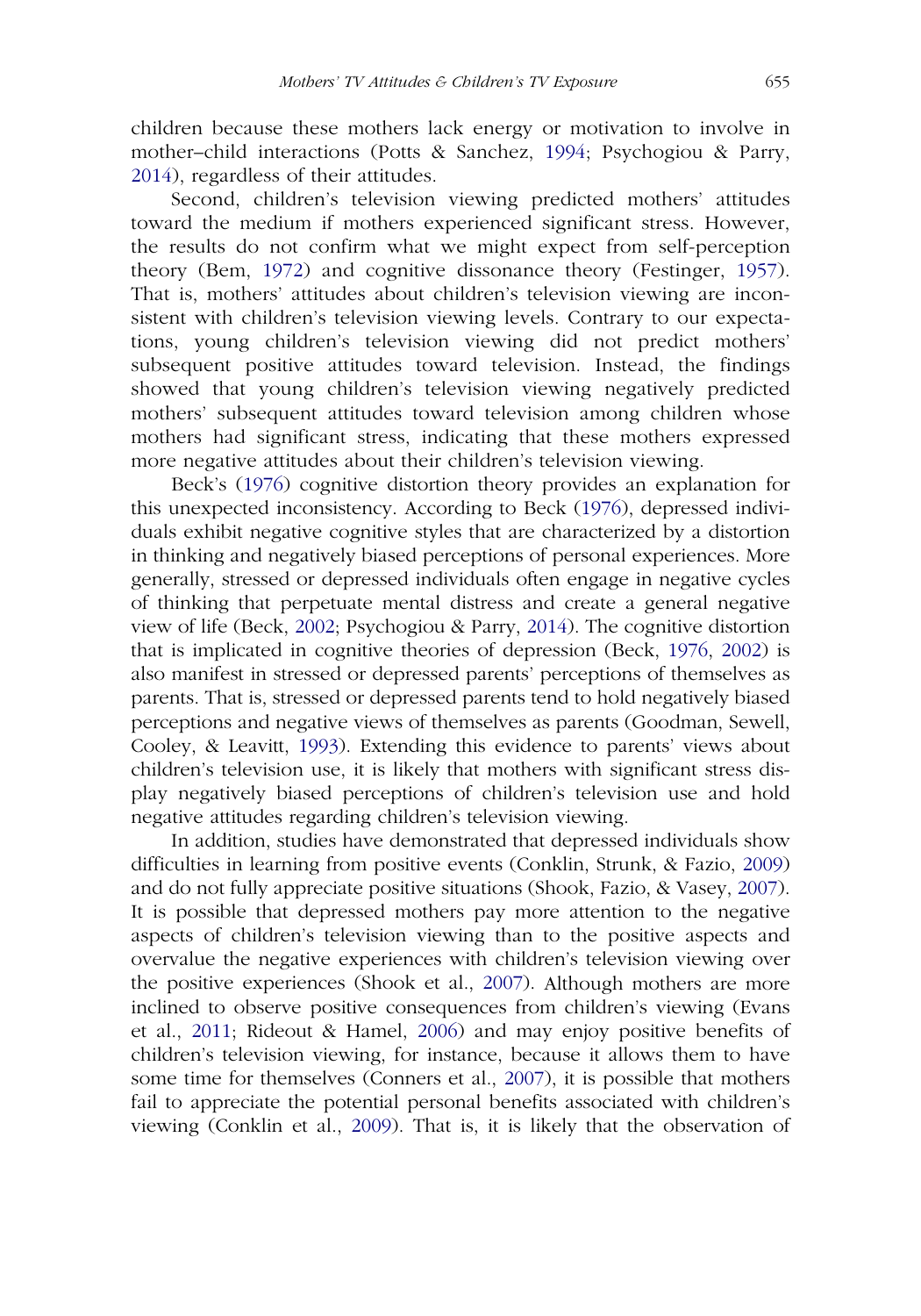children because these mothers lack energy or motivation to involve in mother–child interactions (Potts & Sanchez, 1994; Psychogiou & Parry, 2014), regardless of their attitudes.

Second, children's television viewing predicted mothers' attitudes toward the medium if mothers experienced significant stress. However, the results do not confirm what we might expect from self-perception theory (Bem, 1972) and cognitive dissonance theory (Festinger, 1957). That is, mothers' attitudes about children's television viewing are inconsistent with children's television viewing levels. Contrary to our expectations, young children's television viewing did not predict mothers' subsequent positive attitudes toward television. Instead, the findings showed that young children's television viewing negatively predicted mothers' subsequent attitudes toward television among children whose mothers had significant stress, indicating that these mothers expressed more negative attitudes about their children's television viewing.

Beck's (1976) cognitive distortion theory provides an explanation for this unexpected inconsistency. According to Beck (1976), depressed individuals exhibit negative cognitive styles that are characterized by a distortion in thinking and negatively biased perceptions of personal experiences. More generally, stressed or depressed individuals often engage in negative cycles of thinking that perpetuate mental distress and create a general negative view of life (Beck, 2002; Psychogiou & Parry, 2014). The cognitive distortion that is implicated in cognitive theories of depression (Beck, 1976, 2002) is also manifest in stressed or depressed parents' perceptions of themselves as parents. That is, stressed or depressed parents tend to hold negatively biased perceptions and negative views of themselves as parents (Goodman, Sewell, Cooley, & Leavitt, 1993). Extending this evidence to parents' views about children's television use, it is likely that mothers with significant stress display negatively biased perceptions of children's television use and hold negative attitudes regarding children's television viewing.

In addition, studies have demonstrated that depressed individuals show difficulties in learning from positive events (Conklin, Strunk, & Fazio, 2009) and do not fully appreciate positive situations (Shook, Fazio, & Vasey, 2007). It is possible that depressed mothers pay more attention to the negative aspects of children's television viewing than to the positive aspects and overvalue the negative experiences with children's television viewing over the positive experiences (Shook et al., 2007). Although mothers are more inclined to observe positive consequences from children's viewing (Evans et al., 2011; Rideout & Hamel, 2006) and may enjoy positive benefits of children's television viewing, for instance, because it allows them to have some time for themselves (Conners et al., 2007), it is possible that mothers fail to appreciate the potential personal benefits associated with children's viewing (Conklin et al., 2009). That is, it is likely that the observation of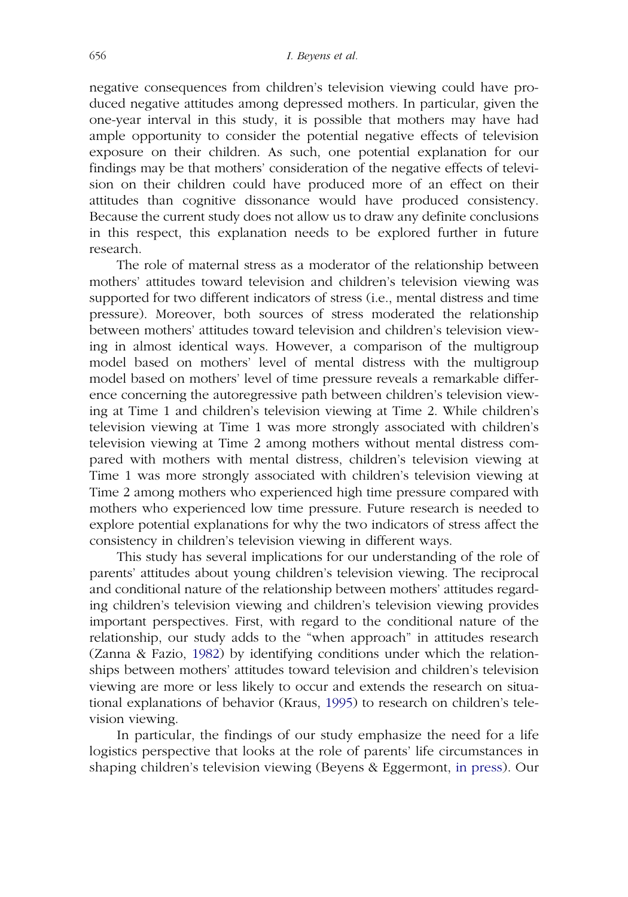negative consequences from children's television viewing could have produced negative attitudes among depressed mothers. In particular, given the one-year interval in this study, it is possible that mothers may have had ample opportunity to consider the potential negative effects of television exposure on their children. As such, one potential explanation for our findings may be that mothers' consideration of the negative effects of television on their children could have produced more of an effect on their attitudes than cognitive dissonance would have produced consistency. Because the current study does not allow us to draw any definite conclusions in this respect, this explanation needs to be explored further in future research.

The role of maternal stress as a moderator of the relationship between mothers' attitudes toward television and children's television viewing was supported for two different indicators of stress (i.e., mental distress and time pressure). Moreover, both sources of stress moderated the relationship between mothers' attitudes toward television and children's television viewing in almost identical ways. However, a comparison of the multigroup model based on mothers' level of mental distress with the multigroup model based on mothers' level of time pressure reveals a remarkable difference concerning the autoregressive path between children's television viewing at Time 1 and children's television viewing at Time 2. While children's television viewing at Time 1 was more strongly associated with children's television viewing at Time 2 among mothers without mental distress compared with mothers with mental distress, children's television viewing at Time 1 was more strongly associated with children's television viewing at Time 2 among mothers who experienced high time pressure compared with mothers who experienced low time pressure. Future research is needed to explore potential explanations for why the two indicators of stress affect the consistency in children's television viewing in different ways.

This study has several implications for our understanding of the role of parents' attitudes about young children's television viewing. The reciprocal and conditional nature of the relationship between mothers' attitudes regarding children's television viewing and children's television viewing provides important perspectives. First, with regard to the conditional nature of the relationship, our study adds to the "when approach" in attitudes research (Zanna & Fazio, 1982) by identifying conditions under which the relationships between mothers' attitudes toward television and children's television viewing are more or less likely to occur and extends the research on situational explanations of behavior (Kraus, 1995) to research on children's television viewing.

In particular, the findings of our study emphasize the need for a life logistics perspective that looks at the role of parents' life circumstances in shaping children's television viewing (Beyens & Eggermont, in press). Our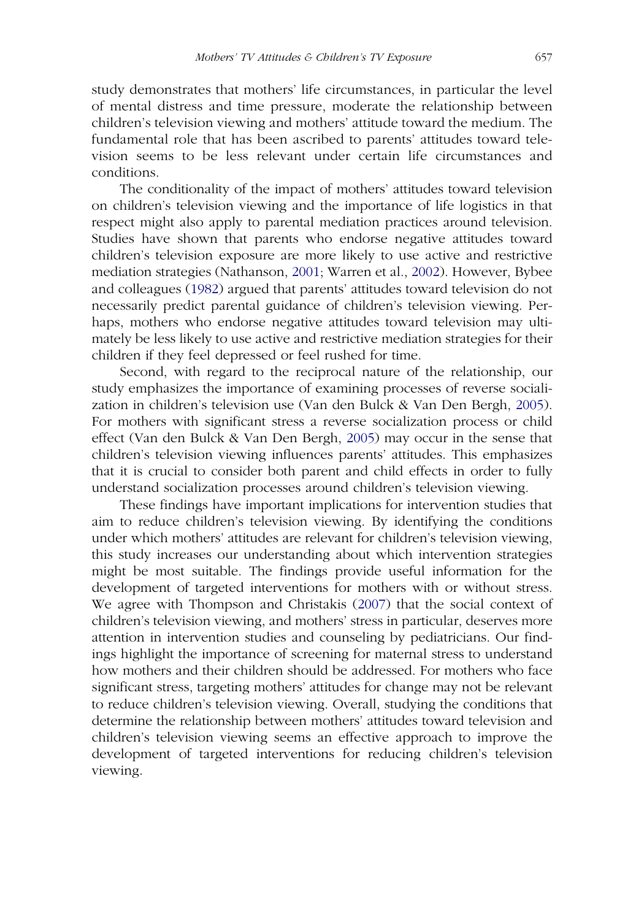study demonstrates that mothers' life circumstances, in particular the level of mental distress and time pressure, moderate the relationship between children's television viewing and mothers' attitude toward the medium. The fundamental role that has been ascribed to parents' attitudes toward television seems to be less relevant under certain life circumstances and conditions.

The conditionality of the impact of mothers' attitudes toward television on children's television viewing and the importance of life logistics in that respect might also apply to parental mediation practices around television. Studies have shown that parents who endorse negative attitudes toward children's television exposure are more likely to use active and restrictive mediation strategies (Nathanson, 2001; Warren et al., 2002). However, Bybee and colleagues (1982) argued that parents' attitudes toward television do not necessarily predict parental guidance of children's television viewing. Perhaps, mothers who endorse negative attitudes toward television may ultimately be less likely to use active and restrictive mediation strategies for their children if they feel depressed or feel rushed for time.

Second, with regard to the reciprocal nature of the relationship, our study emphasizes the importance of examining processes of reverse socialization in children's television use (Van den Bulck & Van Den Bergh, 2005). For mothers with significant stress a reverse socialization process or child effect (Van den Bulck & Van Den Bergh, 2005) may occur in the sense that children's television viewing influences parents' attitudes. This emphasizes that it is crucial to consider both parent and child effects in order to fully understand socialization processes around children's television viewing.

These findings have important implications for intervention studies that aim to reduce children's television viewing. By identifying the conditions under which mothers' attitudes are relevant for children's television viewing, this study increases our understanding about which intervention strategies might be most suitable. The findings provide useful information for the development of targeted interventions for mothers with or without stress. We agree with Thompson and Christakis (2007) that the social context of children's television viewing, and mothers' stress in particular, deserves more attention in intervention studies and counseling by pediatricians. Our findings highlight the importance of screening for maternal stress to understand how mothers and their children should be addressed. For mothers who face significant stress, targeting mothers' attitudes for change may not be relevant to reduce children's television viewing. Overall, studying the conditions that determine the relationship between mothers' attitudes toward television and children's television viewing seems an effective approach to improve the development of targeted interventions for reducing children's television viewing.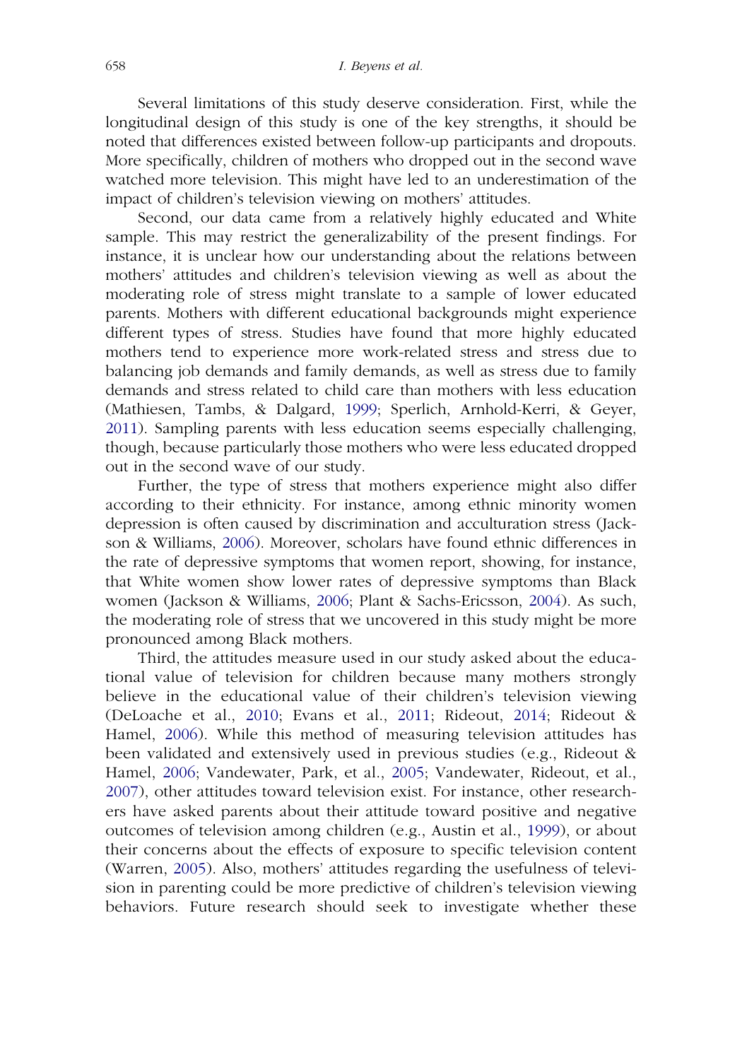Several limitations of this study deserve consideration. First, while the longitudinal design of this study is one of the key strengths, it should be noted that differences existed between follow-up participants and dropouts. More specifically, children of mothers who dropped out in the second wave watched more television. This might have led to an underestimation of the impact of children's television viewing on mothers' attitudes.

Second, our data came from a relatively highly educated and White sample. This may restrict the generalizability of the present findings. For instance, it is unclear how our understanding about the relations between mothers' attitudes and children's television viewing as well as about the moderating role of stress might translate to a sample of lower educated parents. Mothers with different educational backgrounds might experience different types of stress. Studies have found that more highly educated mothers tend to experience more work-related stress and stress due to balancing job demands and family demands, as well as stress due to family demands and stress related to child care than mothers with less education (Mathiesen, Tambs, & Dalgard, 1999; Sperlich, Arnhold-Kerri, & Geyer, 2011). Sampling parents with less education seems especially challenging, though, because particularly those mothers who were less educated dropped out in the second wave of our study.

Further, the type of stress that mothers experience might also differ according to their ethnicity. For instance, among ethnic minority women depression is often caused by discrimination and acculturation stress (Jackson & Williams, 2006). Moreover, scholars have found ethnic differences in the rate of depressive symptoms that women report, showing, for instance, that White women show lower rates of depressive symptoms than Black women (Jackson & Williams, 2006; Plant & Sachs-Ericsson, 2004). As such, the moderating role of stress that we uncovered in this study might be more pronounced among Black mothers.

Third, the attitudes measure used in our study asked about the educational value of television for children because many mothers strongly believe in the educational value of their children's television viewing (DeLoache et al., 2010; Evans et al., 2011; Rideout, 2014; Rideout & Hamel, 2006). While this method of measuring television attitudes has been validated and extensively used in previous studies (e.g., Rideout & Hamel, 2006; Vandewater, Park, et al., 2005; Vandewater, Rideout, et al., 2007), other attitudes toward television exist. For instance, other researchers have asked parents about their attitude toward positive and negative outcomes of television among children (e.g., Austin et al., 1999), or about their concerns about the effects of exposure to specific television content (Warren, 2005). Also, mothers' attitudes regarding the usefulness of television in parenting could be more predictive of children's television viewing behaviors. Future research should seek to investigate whether these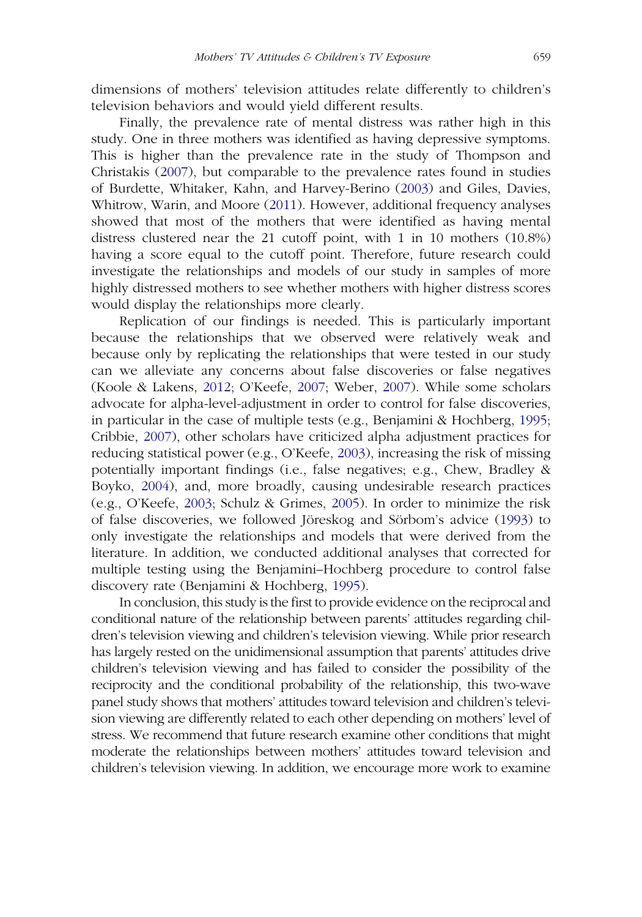dimensions of mothers' television attitudes relate differently to children's television behaviors and would yield different results.

Finally, the prevalence rate of mental distress was rather high in this study. One in three mothers was identified as having depressive symptoms. This is higher than the prevalence rate in the study of Thompson and Christakis (2007), but comparable to the prevalence rates found in studies of Burdette, Whitaker, Kahn, and Harvey-Berino (2003) and Giles, Davies, Whitrow, Warin, and Moore (2011). However, additional frequency analyses showed that most of the mothers that were identified as having mental distress clustered near the 21 cutoff point, with 1 in 10 mothers (10.8%) having a score equal to the cutoff point. Therefore, future research could investigate the relationships and models of our study in samples of more highly distressed mothers to see whether mothers with higher distress scores would display the relationships more clearly.

Replication of our findings is needed. This is particularly important because the relationships that we observed were relatively weak and because only by replicating the relationships that were tested in our study can we alleviate any concerns about false discoveries or false negatives (Koole & Lakens, 2012; O'Keefe, 2007; Weber, 2007). While some scholars advocate for alpha-level-adjustment in order to control for false discoveries, in particular in the case of multiple tests (e.g., Benjamini & Hochberg, 1995; Cribbie, 2007), other scholars have criticized alpha adjustment practices for reducing statistical power (e.g., O'Keefe, 2003), increasing the risk of missing potentially important findings (i.e., false negatives; e.g., Chew, Bradley & Boyko, 2004), and, more broadly, causing undesirable research practices (e.g., O'Keefe, 2003; Schulz & Grimes, 2005). In order to minimize the risk of false discoveries, we followed Jöreskog and Sörbom's advice (1993) to only investigate the relationships and models that were derived from the literature. In addition, we conducted additional analyses that corrected for multiple testing using the Benjamini–Hochberg procedure to control false discovery rate (Benjamini & Hochberg, 1995).

In conclusion, this study is the first to provide evidence on the reciprocal and conditional nature of the relationship between parents' attitudes regarding children's television viewing and children's television viewing. While prior research has largely rested on the unidimensional assumption that parents' attitudes drive children's television viewing and has failed to consider the possibility of the reciprocity and the conditional probability of the relationship, this two-wave panel study shows that mothers' attitudes toward television and children's television viewing are differently related to each other depending on mothers' level of stress. We recommend that future research examine other conditions that might moderate the relationships between mothers' attitudes toward television and children's television viewing. In addition, we encourage more work to examine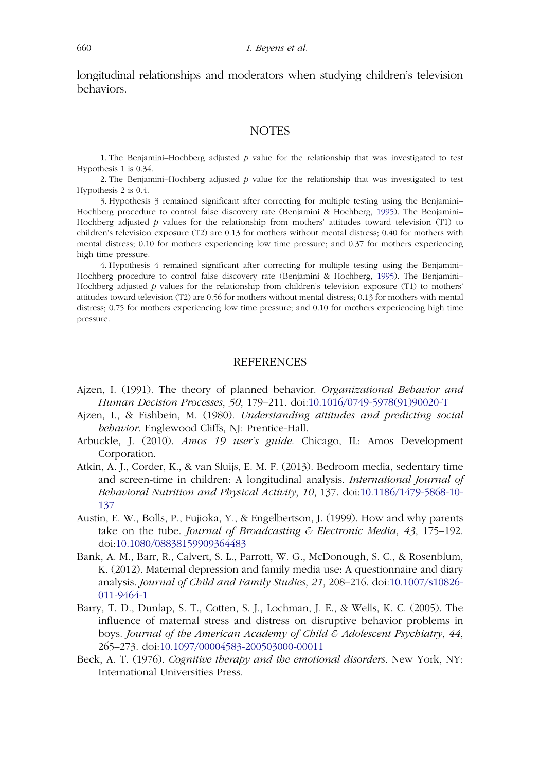longitudinal relationships and moderators when studying children's television behaviors.

## NOTES

1. The Benjamini–Hochberg adjusted $p$ value for the relationship that was investigated to test Hypothesis 1 is 0.34.

2. The Benjamini–Hochberg adjusted $p$ value for the relationship that was investigated to test Hypothesis 2 is 0.4.

3. Hypothesis 3 remained significant after correcting for multiple testing using the Benjamini–Hochberg procedure to control false discovery rate (Benjamini & Hochberg, 1995). The Benjamini–Hochberg adjusted $p$ values for the relationship from mothers' attitudes toward television (T1) to children's television exposure (T2) are 0.13 for mothers without mental distress; 0.40 for mothers with mental distress; 0.10 for mothers experiencing low time pressure; and 0.37 for mothers experiencing high time pressure.

4. Hypothesis 4 remained significant after correcting for multiple testing using the Benjamini–Hochberg procedure to control false discovery rate (Benjamini & Hochberg, 1995). The Benjamini–Hochberg adjusted $p$ values for the relationship from children's television exposure (T1) to mothers' attitudes toward television (T2) are 0.56 for mothers without mental distress; 0.13 for mothers with mental distress; 0.75 for mothers experiencing low time pressure; and 0.10 for mothers experiencing high time pressure.

## REFERENCES

Ajzen, I. (1991). The theory of planned behavior. *Organizational Behavior and Human Decision Processes*, *50*, 179–211. doi:10.1016/0749-5978(91)90020-T

Ajzen, I., & Fishbein, M. (1980). *Understanding attitudes and predicting social behavior*. Englewood Cliffs, NJ: Prentice-Hall.

Arbuckle, J. (2010). *Amos 19 user's guide*. Chicago, IL: Amos Development Corporation.

Atkin, A. J., Corder, K., & van Sluijs, E. M. F. (2013). Bedroom media, sedentary time and screen-time in children: A longitudinal analysis. *International Journal of Behavioral Nutrition and Physical Activity*, *10*, 137. doi:10.1186/1479-5868-10-137

Austin, E. W., Bolls, P., Fujioka, Y., & Engelbertson, J. (1999). How and why parents take on the tube. *Journal of Broadcasting & Electronic Media*, *43*, 175–192. doi:10.1080/08838159909364483

Bank, A. M., Barr, R., Calvert, S. L., Parrott, W. G., McDonough, S. C., & Rosenblum, K. (2012). Maternal depression and family media use: A questionnaire and diary analysis. *Journal of Child and Family Studies*, *21*, 208–216. doi:10.1007/s10826-011-9464-1

Barry, T. D., Dunlap, S. T., Cotten, S. J., Lochman, J. E., & Wells, K. C. (2005). The influence of maternal stress and distress on disruptive behavior problems in boys. *Journal of the American Academy of Child & Adolescent Psychiatry*, *44*, 265–273. doi:10.1097/00004583-200503000-00011

Beck, A. T. (1976). *Cognitive therapy and the emotional disorders*. New York, NY: International Universities Press.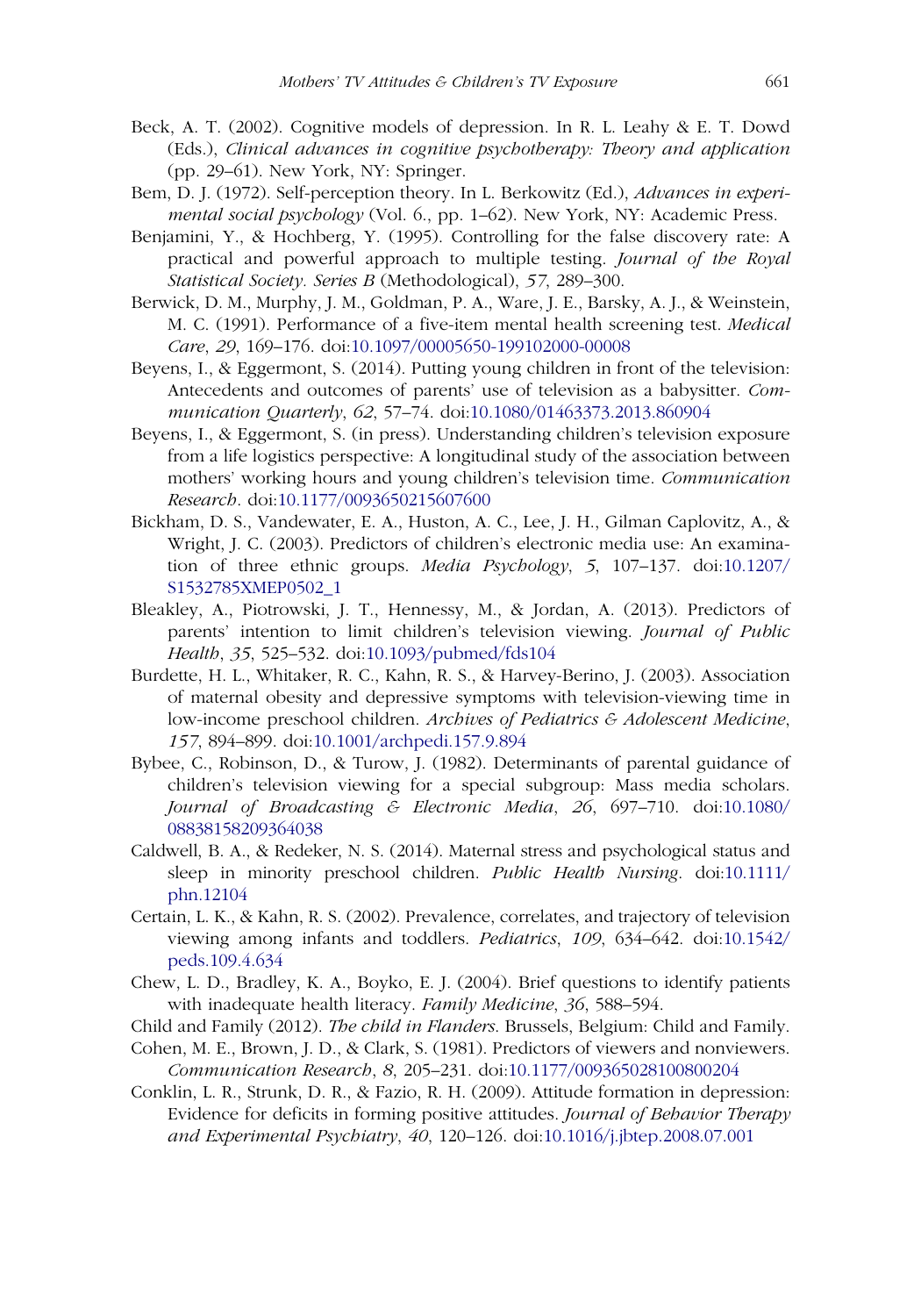Beck, A. T. (2002). Cognitive models of depression. In R. L. Leahy & E. T. Dowd (Eds.), *Clinical advances in cognitive psychotherapy: Theory and application* (pp. 29–61). New York, NY: Springer.

Bem, D. J. (1972). Self-perception theory. In L. Berkowitz (Ed.), *Advances in experimental social psychology* (Vol. 6., pp. 1–62). New York, NY: Academic Press.

Benjamini, Y., & Hochberg, Y. (1995). Controlling for the false discovery rate: A practical and powerful approach to multiple testing. *Journal of the Royal Statistical Society. Series B* (Methodological), *57*, 289–300.

Berwick, D. M., Murphy, J. M., Goldman, P. A., Ware, J. E., Barsky, A. J., & Weinstein, M. C. (1991). Performance of a five-item mental health screening test. *Medical Care*, *29*, 169–176. doi:10.1097/00005650-199102000-00008

Beyens, I., & Eggermont, S. (2014). Putting young children in front of the television: Antecedents and outcomes of parents' use of television as a babysitter. *Communication Quarterly*, *62*, 57–74. doi:10.1080/01463373.2013.860904

Beyens, I., & Eggermont, S. (in press). Understanding children's television exposure from a life logistics perspective: A longitudinal study of the association between mothers' working hours and young children's television time. *Communication Research*. doi:10.1177/0093650215607600

Bickham, D. S., Vandewater, E. A., Huston, A. C., Lee, J. H., Gilman Caplovitz, A., & Wright, J. C. (2003). Predictors of children's electronic media use: An examination of three ethnic groups. *Media Psychology*, *5*, 107–137. doi:10.1207/S1532785XMEP0502_1

Bleakley, A., Piotrowski, J. T., Hennessy, M., & Jordan, A. (2013). Predictors of parents' intention to limit children's television viewing. *Journal of Public Health*, *35*, 525–532. doi:10.1093/pubmed/fds104

Burdette, H. L., Whitaker, R. C., Kahn, R. S., & Harvey-Berino, J. (2003). Association of maternal obesity and depressive symptoms with television-viewing time in low-income preschool children. *Archives of Pediatrics & Adolescent Medicine*, *157*, 894–899. doi:10.1001/archpedi.157.9.894

Bybee, C., Robinson, D., & Turow, J. (1982). Determinants of parental guidance of children's television viewing for a special subgroup: Mass media scholars. *Journal of Broadcasting & Electronic Media*, *26*, 697–710. doi:10.1080/08838158209364038

Caldwell, B. A., & Redeker, N. S. (2014). Maternal stress and psychological status and sleep in minority preschool children. *Public Health Nursing*. doi:10.1111/phn.12104

Certain, L. K., & Kahn, R. S. (2002). Prevalence, correlates, and trajectory of television viewing among infants and toddlers. *Pediatrics*, *109*, 634–642. doi:10.1542/peds.109.4.634

Chew, L. D., Bradley, K. A., Boyko, E. J. (2004). Brief questions to identify patients with inadequate health literacy. *Family Medicine*, *36*, 588–594.

Child and Family (2012). *The child in Flanders*. Brussels, Belgium: Child and Family.

Cohen, M. E., Brown, J. D., & Clark, S. (1981). Predictors of viewers and nonviewers. *Communication Research*, *8*, 205–231. doi:10.1177/009365028100800204

Conklin, L. R., Strunk, D. R., & Fazio, R. H. (2009). Attitude formation in depression: Evidence for deficits in forming positive attitudes. *Journal of Behavior Therapy and Experimental Psychiatry*, *40*, 120–126. doi:10.1016/j.jbtep.2008.07.001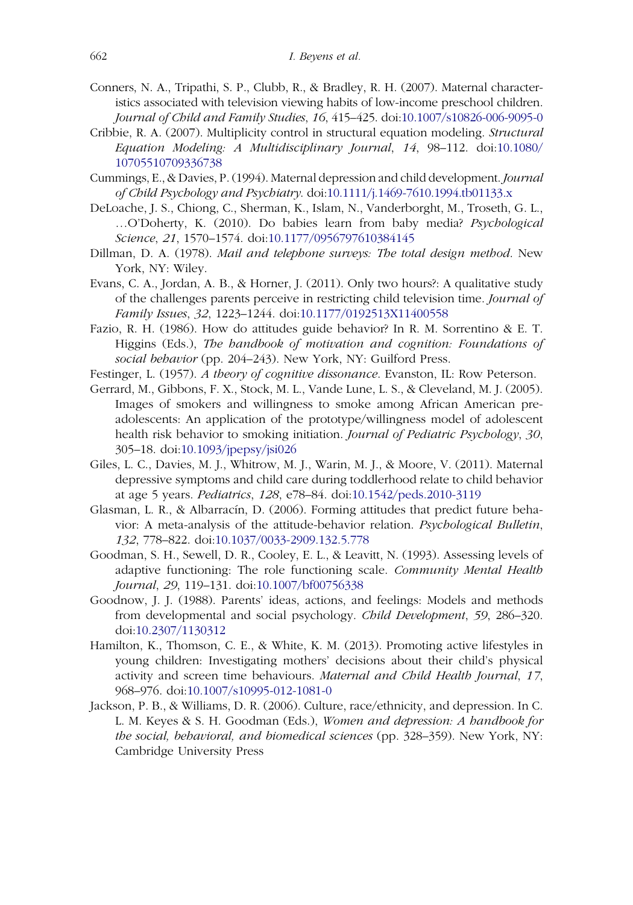Conners, N. A., Tripathi, S. P., Clubb, R., & Bradley, R. H. (2007). Maternal characteristics associated with television viewing habits of low-income preschool children. *Journal of Child and Family Studies*, *16*, 415–425. doi:10.1007/s10826-006-9095-0

Cribbie, R. A. (2007). Multiplicity control in structural equation modeling. *Structural Equation Modeling: A Multidisciplinary Journal*, *14*, 98–112. doi:10.1080/10705510709336738

Cummings, E., & Davies, P. (1994). Maternal depression and child development. *Journal of Child Psychology and Psychiatry*. doi:10.1111/j.1469-7610.1994.tb01133.x

DeLoache, J. S., Chiong, C., Sherman, K., Islam, N., Vanderborght, M., Troseth, G. L., …O'Doherty, K. (2010). Do babies learn from baby media? *Psychological Science*, *21*, 1570–1574. doi:10.1177/0956797610384145

Dillman, D. A. (1978). *Mail and telephone surveys: The total design method*. New York, NY: Wiley.

Evans, C. A., Jordan, A. B., & Horner, J. (2011). Only two hours?: A qualitative study of the challenges parents perceive in restricting child television time. *Journal of Family Issues*, *32*, 1223–1244. doi:10.1177/0192513X11400558

Fazio, R. H. (1986). How do attitudes guide behavior? In R. M. Sorrentino & E. T. Higgins (Eds.), *The handbook of motivation and cognition: Foundations of social behavior* (pp. 204–243). New York, NY: Guilford Press.

Festinger, L. (1957). *A theory of cognitive dissonance*. Evanston, IL: Row Peterson.

Gerrard, M., Gibbons, F. X., Stock, M. L., Vande Lune, L. S., & Cleveland, M. J. (2005). Images of smokers and willingness to smoke among African American pre-adolescents: An application of the prototype/willingness model of adolescent health risk behavior to smoking initiation. *Journal of Pediatric Psychology*, *30*, 305–18. doi:10.1093/jpepsy/jsi026

Giles, L. C., Davies, M. J., Whitrow, M. J., Warin, M. J., & Moore, V. (2011). Maternal depressive symptoms and child care during toddlerhood relate to child behavior at age 5 years. *Pediatrics*, *128*, e78–84. doi:10.1542/peds.2010-3119

Glasman, L. R., & Albarracín, D. (2006). Forming attitudes that predict future behavior: A meta-analysis of the attitude-behavior relation. *Psychological Bulletin*, *132*, 778–822. doi:10.1037/0033-2909.132.5.778

Goodman, S. H., Sewell, D. R., Cooley, E. L., & Leavitt, N. (1993). Assessing levels of adaptive functioning: The role functioning scale. *Community Mental Health Journal*, *29*, 119–131. doi:10.1007/bf00756338

Goodnow, J. J. (1988). Parents' ideas, actions, and feelings: Models and methods from developmental and social psychology. *Child Development*, *59*, 286–320. doi:10.2307/1130312

Hamilton, K., Thomson, C. E., & White, K. M. (2013). Promoting active lifestyles in young children: Investigating mothers' decisions about their child's physical activity and screen time behaviours. *Maternal and Child Health Journal*, *17*, 968–976. doi:10.1007/s10995-012-1081-0

Jackson, P. B., & Williams, D. R. (2006). Culture, race/ethnicity, and depression. In C. L. M. Keyes & S. H. Goodman (Eds.), *Women and depression: A handbook for the social, behavioral, and biomedical sciences* (pp. 328–359). New York, NY: Cambridge University Press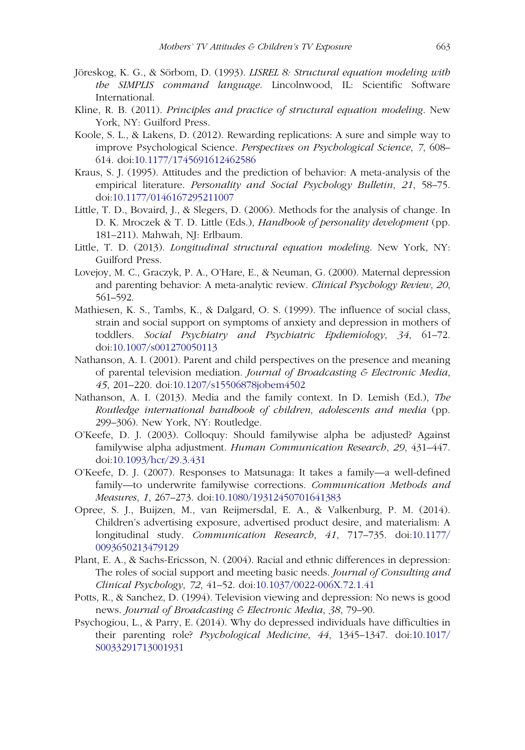Jöreskog, K. G., & Sörbom, D. (1993). *LISREL 8: Structural equation modeling with the SIMPLIS command language*. Lincolnwood, IL: Scientific Software International.

Kline, R. B. (2011). *Principles and practice of structural equation modeling*. New York, NY: Guilford Press.

Koole, S. L., & Lakens, D. (2012). Rewarding replications: A sure and simple way to improve Psychological Science. *Perspectives on Psychological Science*, *7*, 608–614. doi:10.1177/1745691612462586

Kraus, S. J. (1995). Attitudes and the prediction of behavior: A meta-analysis of the empirical literature. *Personality and Social Psychology Bulletin*, *21*, 58–75. doi:10.1177/0146167295211007

Little, T. D., Bovaird, J., & Slegers, D. (2006). Methods for the analysis of change. In D. K. Mroczek & T. D. Little (Eds.), *Handbook of personality development* (pp. 181–211). Mahwah, NJ: Erlbaum.

Little, T. D. (2013). *Longitudinal structural equation modeling*. New York, NY: Guilford Press.

Lovejoy, M. C., Graczyk, P. A., O'Hare, E., & Neuman, G. (2000). Maternal depression and parenting behavior: A meta-analytic review. *Clinical Psychology Review*, *20*, 561–592.

Mathiesen, K. S., Tambs, K., & Dalgard, O. S. (1999). The influence of social class, strain and social support on symptoms of anxiety and depression in mothers of toddlers. *Social Psychiatry and Psychiatric Epdiemiology*, *34*, 61–72. doi:10.1007/s001270050113

Nathanson, A. I. (2001). Parent and child perspectives on the presence and meaning of parental television mediation. *Journal of Broadcasting & Electronic Media*, *45*, 201–220. doi:10.1207/s15506878jobem4502

Nathanson, A. I. (2013). Media and the family context. In D. Lemish (Ed.), *The Routledge international handbook of children, adolescents and media* (pp. 299–306). New York, NY: Routledge.

O'Keefe, D. J. (2003). Colloquy: Should familywise alpha be adjusted? Against familywise alpha adjustment. *Human Communication Research*, *29*, 431–447. doi:10.1093/hcr/29.3.431

O'Keefe, D. J. (2007). Responses to Matsunaga: It takes a family—a well-defined family—to underwrite familywise corrections. *Communication Methods and Measures*, *1*, 267–273. doi:10.1080/19312450701641383

Opree, S. J., Buijzen, M., van Reijmersdal, E. A., & Valkenburg, P. M. (2014). Children's advertising exposure, advertised product desire, and materialism: A longitudinal study. *Communication Research*, *41*, 717–735. doi:10.1177/0093650213479129

Plant, E. A., & Sachs-Ericsson, N. (2004). Racial and ethnic differences in depression: The roles of social support and meeting basic needs. *Journal of Consulting and Clinical Psychology*, *72*, 41–52. doi:10.1037/0022-006X.72.1.41

Potts, R., & Sanchez, D. (1994). Television viewing and depression: No news is good news. *Journal of Broadcasting & Electronic Media*, *38*, 79–90.

Psychogiou, L., & Parry, E. (2014). Why do depressed individuals have difficulties in their parenting role? *Psychological Medicine*, *44*, 1345–1347. doi:10.1017/S0033291713001931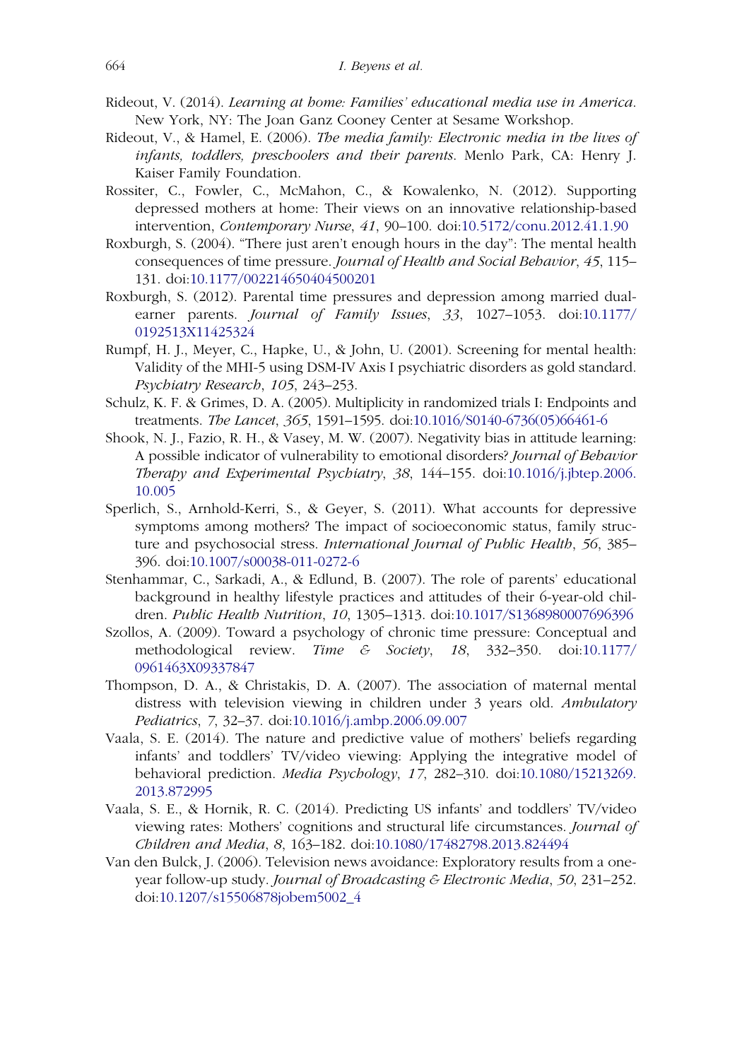Rideout, V. (2014). *Learning at home: Families' educational media use in America*. New York, NY: The Joan Ganz Cooney Center at Sesame Workshop.

Rideout, V., & Hamel, E. (2006). *The media family: Electronic media in the lives of infants, toddlers, preschoolers and their parents*. Menlo Park, CA: Henry J. Kaiser Family Foundation.

Rossiter, C., Fowler, C., McMahon, C., & Kowalenko, N. (2012). Supporting depressed mothers at home: Their views on an innovative relationship-based intervention, *Contemporary Nurse*, *41*, 90–100. doi:10.5172/conu.2012.41.1.90

Roxburgh, S. (2004). "There just aren't enough hours in the day": The mental health consequences of time pressure. *Journal of Health and Social Behavior*, *45*, 115–131. doi:10.1177/002214650404500201

Roxburgh, S. (2012). Parental time pressures and depression among married dual-earner parents. *Journal of Family Issues*, *33*, 1027–1053. doi:10.1177/0192513X11425324

Rumpf, H. J., Meyer, C., Hapke, U., & John, U. (2001). Screening for mental health: Validity of the MHI-5 using DSM-IV Axis I psychiatric disorders as gold standard. *Psychiatry Research*, *105*, 243–253.

Schulz, K. F. & Grimes, D. A. (2005). Multiplicity in randomized trials I: Endpoints and treatments. *The Lancet*, *365*, 1591–1595. doi:10.1016/S0140-6736(05)66461-6

Shook, N. J., Fazio, R. H., & Vasey, M. W. (2007). Negativity bias in attitude learning: A possible indicator of vulnerability to emotional disorders? *Journal of Behavior Therapy and Experimental Psychiatry*, *38*, 144–155. doi:10.1016/j.jbtep.2006.10.005

Sperlich, S., Arnhold-Kerri, S., & Geyer, S. (2011). What accounts for depressive symptoms among mothers? The impact of socioeconomic status, family structure and psychosocial stress. *International Journal of Public Health*, *56*, 385–396. doi:10.1007/s00038-011-0272-6

Stenhammar, C., Sarkadi, A., & Edlund, B. (2007). The role of parents' educational background in healthy lifestyle practices and attitudes of their 6-year-old children. *Public Health Nutrition*, *10*, 1305–1313. doi:10.1017/S1368980007696396

Szollos, A. (2009). Toward a psychology of chronic time pressure: Conceptual and methodological review. *Time & Society*, *18*, 332–350. doi:10.1177/0961463X09337847

Thompson, D. A., & Christakis, D. A. (2007). The association of maternal mental distress with television viewing in children under 3 years old. *Ambulatory Pediatrics*, *7*, 32–37. doi:10.1016/j.ambp.2006.09.007

Vaala, S. E. (2014). The nature and predictive value of mothers' beliefs regarding infants' and toddlers' TV/video viewing: Applying the integrative model of behavioral prediction. *Media Psychology*, *17*, 282–310. doi:10.1080/15213269.2013.872995

Vaala, S. E., & Hornik, R. C. (2014). Predicting US infants' and toddlers' TV/video viewing rates: Mothers' cognitions and structural life circumstances. *Journal of Children and Media*, *8*, 163–182. doi:10.1080/17482798.2013.824494

Van den Bulck, J. (2006). Television news avoidance: Exploratory results from a one-year follow-up study. *Journal of Broadcasting & Electronic Media*, *50*, 231–252. doi:10.1207/s15506878jobem5002_4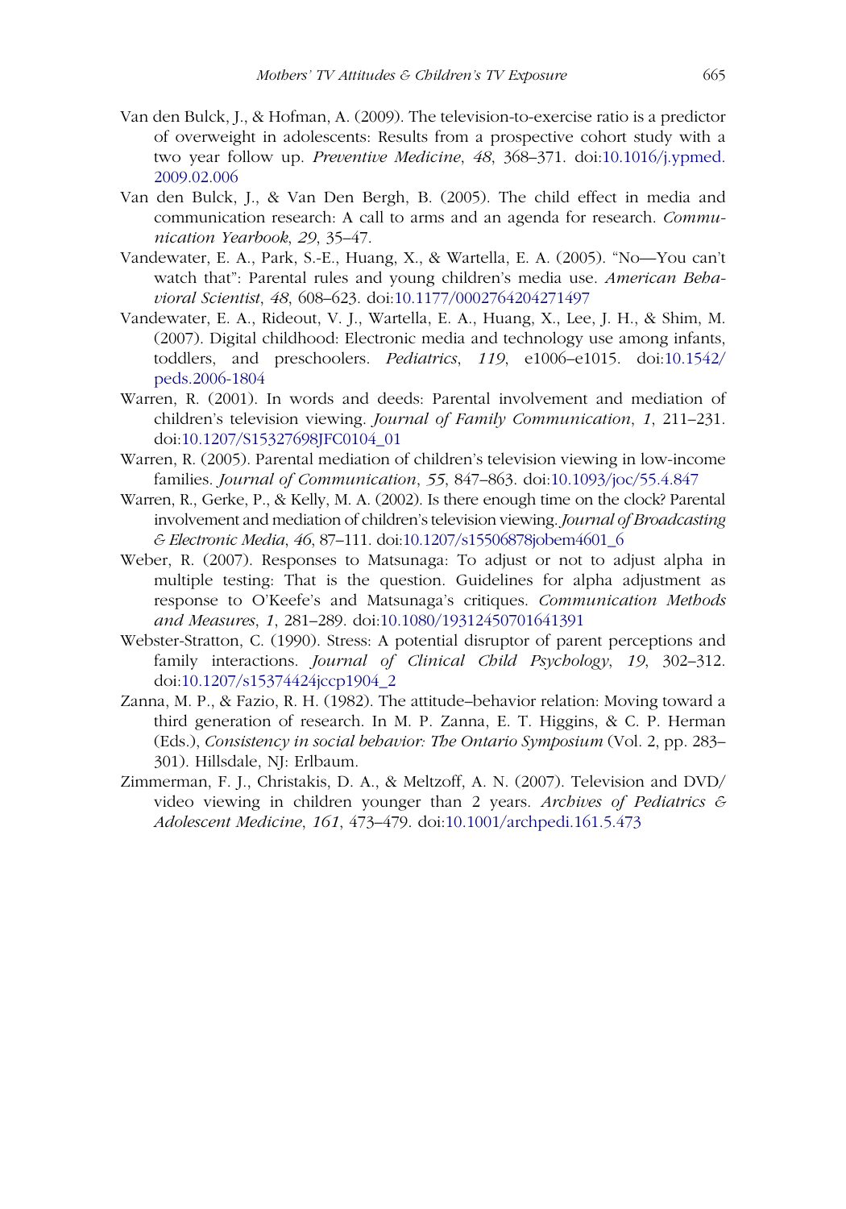Van den Bulck, J., & Hofman, A. (2009). The television-to-exercise ratio is a predictor of overweight in adolescents: Results from a prospective cohort study with a two year follow up. *Preventive Medicine*, *48*, 368–371. doi:10.1016/j.ypmed.2009.02.006

Van den Bulck, J., & Van Den Bergh, B. (2005). The child effect in media and communication research: A call to arms and an agenda for research. *Communication Yearbook*, *29*, 35–47.

Vandewater, E. A., Park, S.-E., Huang, X., & Wartella, E. A. (2005). "No—You can't watch that": Parental rules and young children's media use. *American Behavioral Scientist*, *48*, 608–623. doi:10.1177/0002764204271497

Vandewater, E. A., Rideout, V. J., Wartella, E. A., Huang, X., Lee, J. H., & Shim, M. (2007). Digital childhood: Electronic media and technology use among infants, toddlers, and preschoolers. *Pediatrics*, *119*, e1006–e1015. doi:10.1542/peds.2006-1804

Warren, R. (2001). In words and deeds: Parental involvement and mediation of children's television viewing. *Journal of Family Communication*, *1*, 211–231. doi:10.1207/S15327698JFC0104_01

Warren, R. (2005). Parental mediation of children's television viewing in low-income families. *Journal of Communication*, *55*, 847–863. doi:10.1093/joc/55.4.847

Warren, R., Gerke, P., & Kelly, M. A. (2002). Is there enough time on the clock? Parental involvement and mediation of children's television viewing. *Journal of Broadcasting & Electronic Media*, *46*, 87–111. doi:10.1207/s15506878jobem4601_6

Weber, R. (2007). Responses to Matsunaga: To adjust or not to adjust alpha in multiple testing: That is the question. Guidelines for alpha adjustment as response to O'Keefe's and Matsunaga's critiques. *Communication Methods and Measures*, *1*, 281–289. doi:10.1080/19312450701641391

Webster-Stratton, C. (1990). Stress: A potential disruptor of parent perceptions and family interactions. *Journal of Clinical Child Psychology*, *19*, 302–312. doi:10.1207/s15374424jccp1904_2

Zanna, M. P., & Fazio, R. H. (1982). The attitude–behavior relation: Moving toward a third generation of research. In M. P. Zanna, E. T. Higgins, & C. P. Herman (Eds.), *Consistency in social behavior: The Ontario Symposium* (Vol. 2, pp. 283–301). Hillsdale, NJ: Erlbaum.

Zimmerman, F. J., Christakis, D. A., & Meltzoff, A. N. (2007). Television and DVD/video viewing in children younger than 2 years. *Archives of Pediatrics & Adolescent Medicine*, *161*, 473–479. doi:10.1001/archpedi.161.5.473